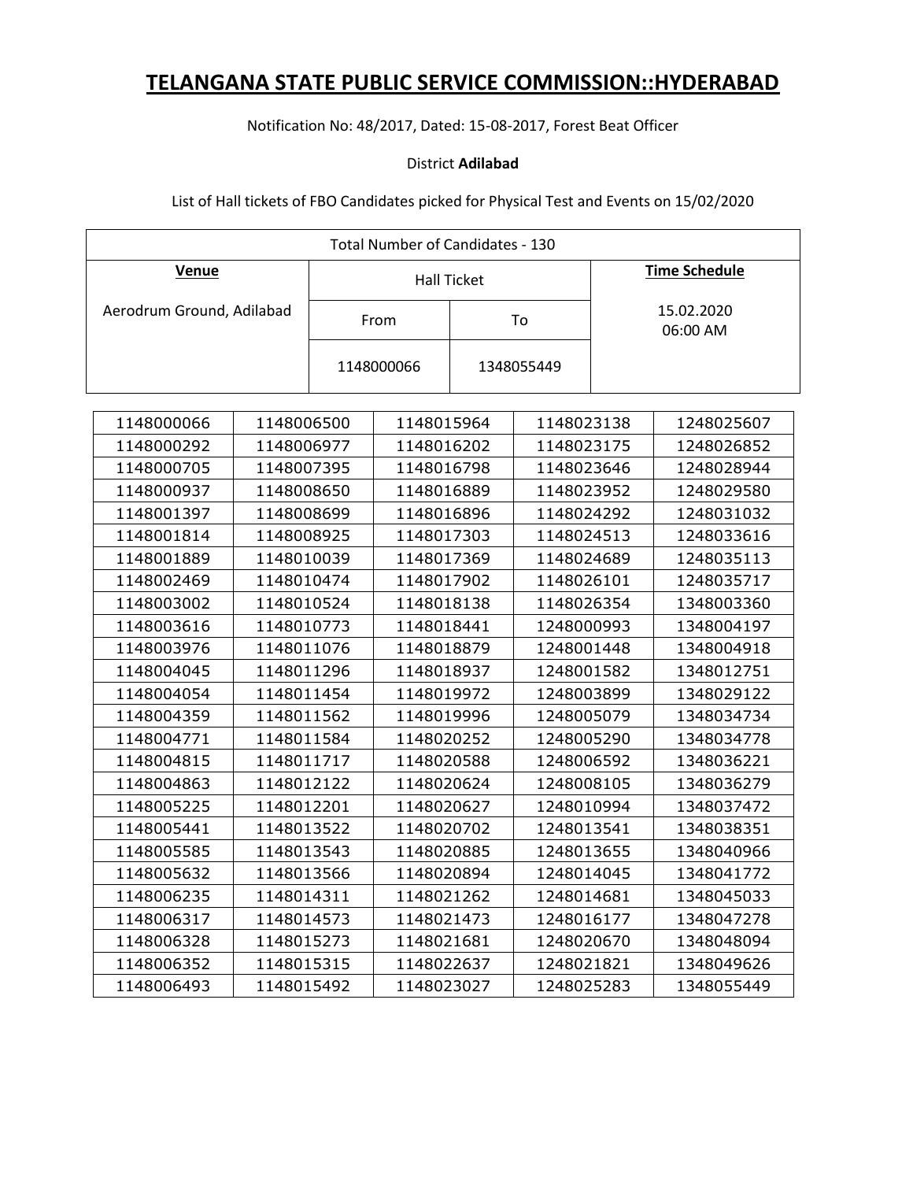# TELANGANA STATE PUBLIC SERVICE COMMISSION::HYDERABAD

Notification No: 48/2017, Dated: 15-08-2017, Forest Beat Officer

District **Adilabad**

List of Hall tickets of FBO Candidates picked for Physical Test and Events on 15/02/2020

| Total Number of Candidates - 130 | | | |
|---|---|---|---|
| **Venue** | Hall Ticket | | **Time Schedule** |
| Aerodrum Ground, Adilabad | From | To | 15.02.2020 06:00 AM |
| | 1148000066 | 1348055449 | |

| | | | | |
|---|---|---|---|---|
| 1148000066 | 1148006500 | 1148015964 | 1148023138 | 1248025607 |
| 1148000292 | 1148006977 | 1148016202 | 1148023175 | 1248026852 |
| 1148000705 | 1148007395 | 1148016798 | 1148023646 | 1248028944 |
| 1148000937 | 1148008650 | 1148016889 | 1148023952 | 1248029580 |
| 1148001397 | 1148008699 | 1148016896 | 1148024292 | 1248031032 |
| 1148001814 | 1148008925 | 1148017303 | 1148024513 | 1248033616 |
| 1148001889 | 1148010039 | 1148017369 | 1148024689 | 1248035113 |
| 1148002469 | 1148010474 | 1148017902 | 1148026101 | 1248035717 |
| 1148003002 | 1148010524 | 1148018138 | 1148026354 | 1348003360 |
| 1148003616 | 1148010773 | 1148018441 | 1248000993 | 1348004197 |
| 1148003976 | 1148011076 | 1148018879 | 1248001448 | 1348004918 |
| 1148004045 | 1148011296 | 1148018937 | 1248001582 | 1348012751 |
| 1148004054 | 1148011454 | 1148019972 | 1248003899 | 1348029122 |
| 1148004359 | 1148011562 | 1148019996 | 1248005079 | 1348034734 |
| 1148004771 | 1148011584 | 1148020252 | 1248005290 | 1348034778 |
| 1148004815 | 1148011717 | 1148020588 | 1248006592 | 1348036221 |
| 1148004863 | 1148012122 | 1148020624 | 1248008105 | 1348036279 |
| 1148005225 | 1148012201 | 1148020627 | 1248010994 | 1348037472 |
| 1148005441 | 1148013522 | 1148020702 | 1248013541 | 1348038351 |
| 1148005585 | 1148013543 | 1148020885 | 1248013655 | 1348040966 |
| 1148005632 | 1148013566 | 1148020894 | 1248014045 | 1348041772 |
| 1148006235 | 1148014311 | 1148021262 | 1248014681 | 1348045033 |
| 1148006317 | 1148014573 | 1148021473 | 1248016177 | 1348047278 |
| 1148006328 | 1148015273 | 1148021681 | 1248020670 | 1348048094 |
| 1148006352 | 1148015315 | 1148022637 | 1248021821 | 1348049626 |
| 1148006493 | 1148015492 | 1148023027 | 1248025283 | 1348055449 |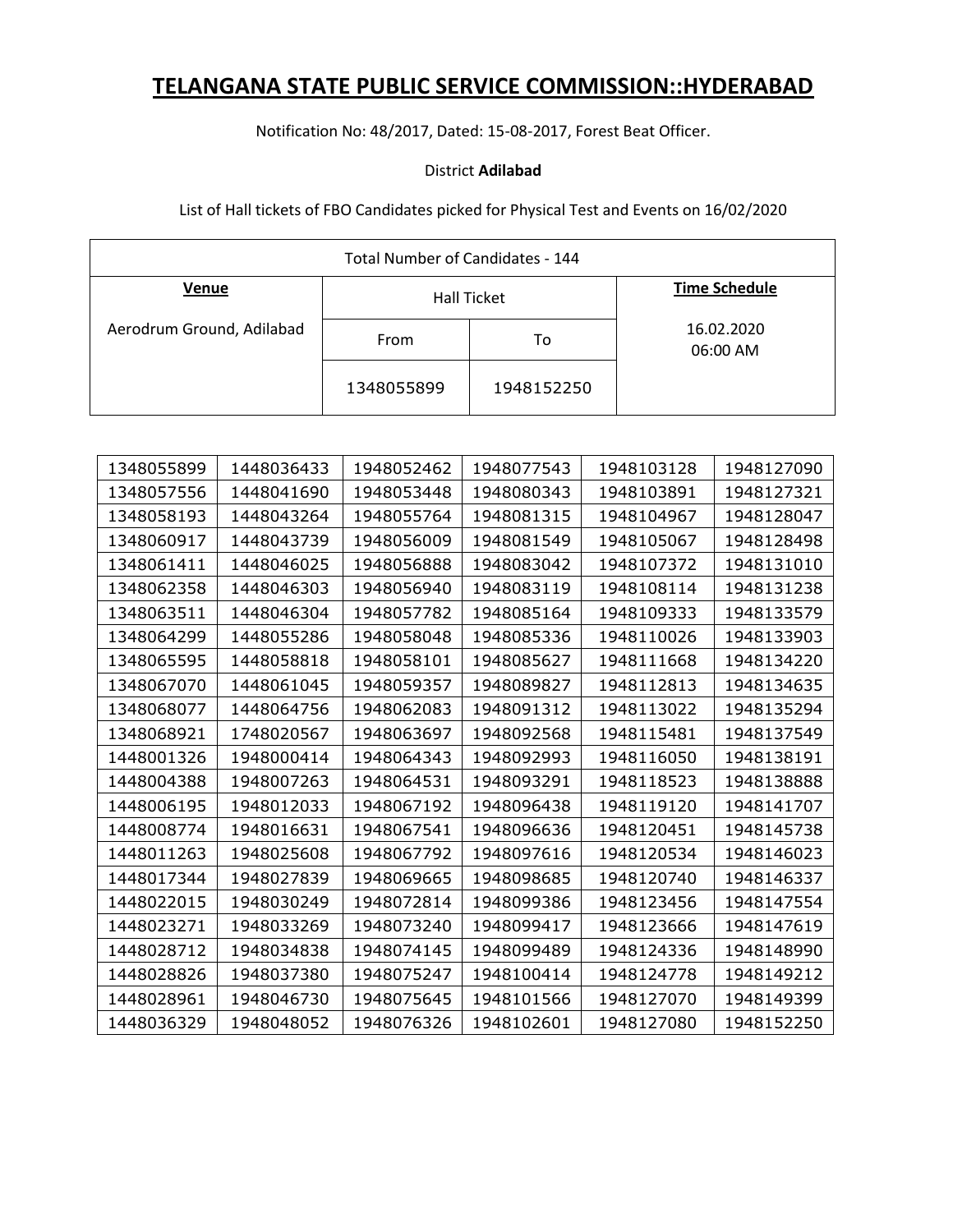# TELANGANA STATE PUBLIC SERVICE COMMISSION::HYDERABAD

Notification No: 48/2017, Dated: 15-08-2017, Forest Beat Officer.

District **Adilabad**

List of Hall tickets of FBO Candidates picked for Physical Test and Events on 16/02/2020

| Total Number of Candidates - 144 | | | |
|---|---|---|---|
| **Venue** | Hall Ticket | | **Time Schedule** |
| Aerodrum Ground, Adilabad | From | To | 16.02.2020 06:00 AM |
| | 1348055899 | 1948152250 | |

| | | | | | |
|---|---|---|---|---|---|
| 1348055899 | 1448036433 | 1948052462 | 1948077543 | 1948103128 | 1948127090 |
| 1348057556 | 1448041690 | 1948053448 | 1948080343 | 1948103891 | 1948127321 |
| 1348058193 | 1448043264 | 1948055764 | 1948081315 | 1948104967 | 1948128047 |
| 1348060917 | 1448043739 | 1948056009 | 1948081549 | 1948105067 | 1948128498 |
| 1348061411 | 1448046025 | 1948056888 | 1948083042 | 1948107372 | 1948131010 |
| 1348062358 | 1448046303 | 1948056940 | 1948083119 | 1948108114 | 1948131238 |
| 1348063511 | 1448046304 | 1948057782 | 1948085164 | 1948109333 | 1948133579 |
| 1348064299 | 1448055286 | 1948058048 | 1948085336 | 1948110026 | 1948133903 |
| 1348065595 | 1448058818 | 1948058101 | 1948085627 | 1948111668 | 1948134220 |
| 1348067070 | 1448061045 | 1948059357 | 1948089827 | 1948112813 | 1948134635 |
| 1348068077 | 1448064756 | 1948062083 | 1948091312 | 1948113022 | 1948135294 |
| 1348068921 | 1748020567 | 1948063697 | 1948092568 | 1948115481 | 1948137549 |
| 1448001326 | 1948000414 | 1948064343 | 1948092993 | 1948116050 | 1948138191 |
| 1448004388 | 1948007263 | 1948064531 | 1948093291 | 1948118523 | 1948138888 |
| 1448006195 | 1948012033 | 1948067192 | 1948096438 | 1948119120 | 1948141707 |
| 1448008774 | 1948016631 | 1948067541 | 1948096636 | 1948120451 | 1948145738 |
| 1448011263 | 1948025608 | 1948067792 | 1948097616 | 1948120534 | 1948146023 |
| 1448017344 | 1948027839 | 1948069665 | 1948098685 | 1948120740 | 1948146337 |
| 1448022015 | 1948030249 | 1948072814 | 1948099386 | 1948123456 | 1948147554 |
| 1448023271 | 1948033269 | 1948073240 | 1948099417 | 1948123666 | 1948147619 |
| 1448028712 | 1948034838 | 1948074145 | 1948099489 | 1948124336 | 1948148990 |
| 1448028826 | 1948037380 | 1948075247 | 1948100414 | 1948124778 | 1948149212 |
| 1448028961 | 1948046730 | 1948075645 | 1948101566 | 1948127070 | 1948149399 |
| 1448036329 | 1948048052 | 1948076326 | 1948102601 | 1948127080 | 1948152250 |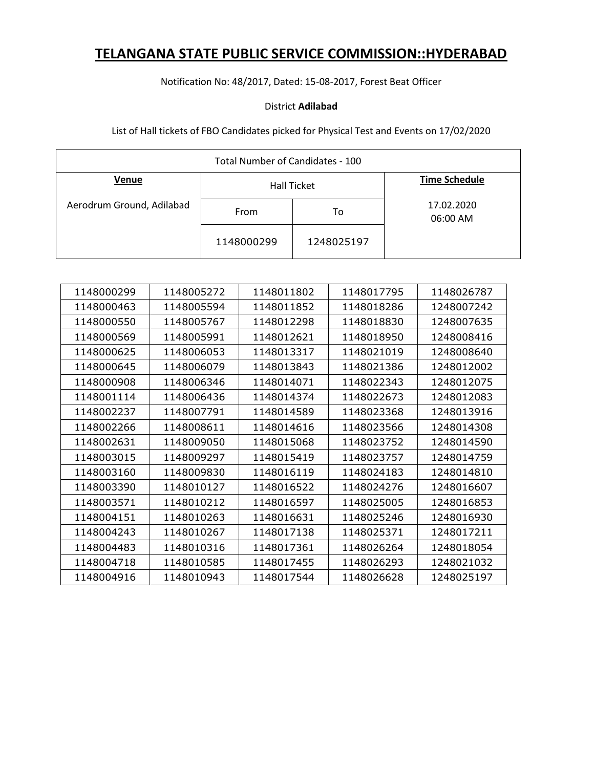# TELANGANA STATE PUBLIC SERVICE COMMISSION::HYDERABAD

Notification No: 48/2017, Dated: 15-08-2017, Forest Beat Officer

District **Adilabad**

List of Hall tickets of FBO Candidates picked for Physical Test and Events on 17/02/2020

| Total Number of Candidates - 100 | | | |
|---|---|---|---|
| **Venue** | Hall Ticket | | **Time Schedule** |
| Aerodrum Ground, Adilabad | From | To | 17.02.2020 06:00 AM |
| | 1148000299 | 1248025197 | |

| | | | | |
|---|---|---|---|---|
| 1148000299 | 1148005272 | 1148011802 | 1148017795 | 1148026787 |
| 1148000463 | 1148005594 | 1148011852 | 1148018286 | 1248007242 |
| 1148000550 | 1148005767 | 1148012298 | 1148018830 | 1248007635 |
| 1148000569 | 1148005991 | 1148012621 | 1148018950 | 1248008416 |
| 1148000625 | 1148006053 | 1148013317 | 1148021019 | 1248008640 |
| 1148000645 | 1148006079 | 1148013843 | 1148021386 | 1248012002 |
| 1148000908 | 1148006346 | 1148014071 | 1148022343 | 1248012075 |
| 1148001114 | 1148006436 | 1148014374 | 1148022673 | 1248012083 |
| 1148002237 | 1148007791 | 1148014589 | 1148023368 | 1248013916 |
| 1148002266 | 1148008611 | 1148014616 | 1148023566 | 1248014308 |
| 1148002631 | 1148009050 | 1148015068 | 1148023752 | 1248014590 |
| 1148003015 | 1148009297 | 1148015419 | 1148023757 | 1248014759 |
| 1148003160 | 1148009830 | 1148016119 | 1148024183 | 1248014810 |
| 1148003390 | 1148010127 | 1148016522 | 1148024276 | 1248016607 |
| 1148003571 | 1148010212 | 1148016597 | 1148025005 | 1248016853 |
| 1148004151 | 1148010263 | 1148016631 | 1148025246 | 1248016930 |
| 1148004243 | 1148010267 | 1148017138 | 1148025371 | 1248017211 |
| 1148004483 | 1148010316 | 1148017361 | 1148026264 | 1248018054 |
| 1148004718 | 1148010585 | 1148017455 | 1148026293 | 1248021032 |
| 1148004916 | 1148010943 | 1148017544 | 1148026628 | 1248025197 |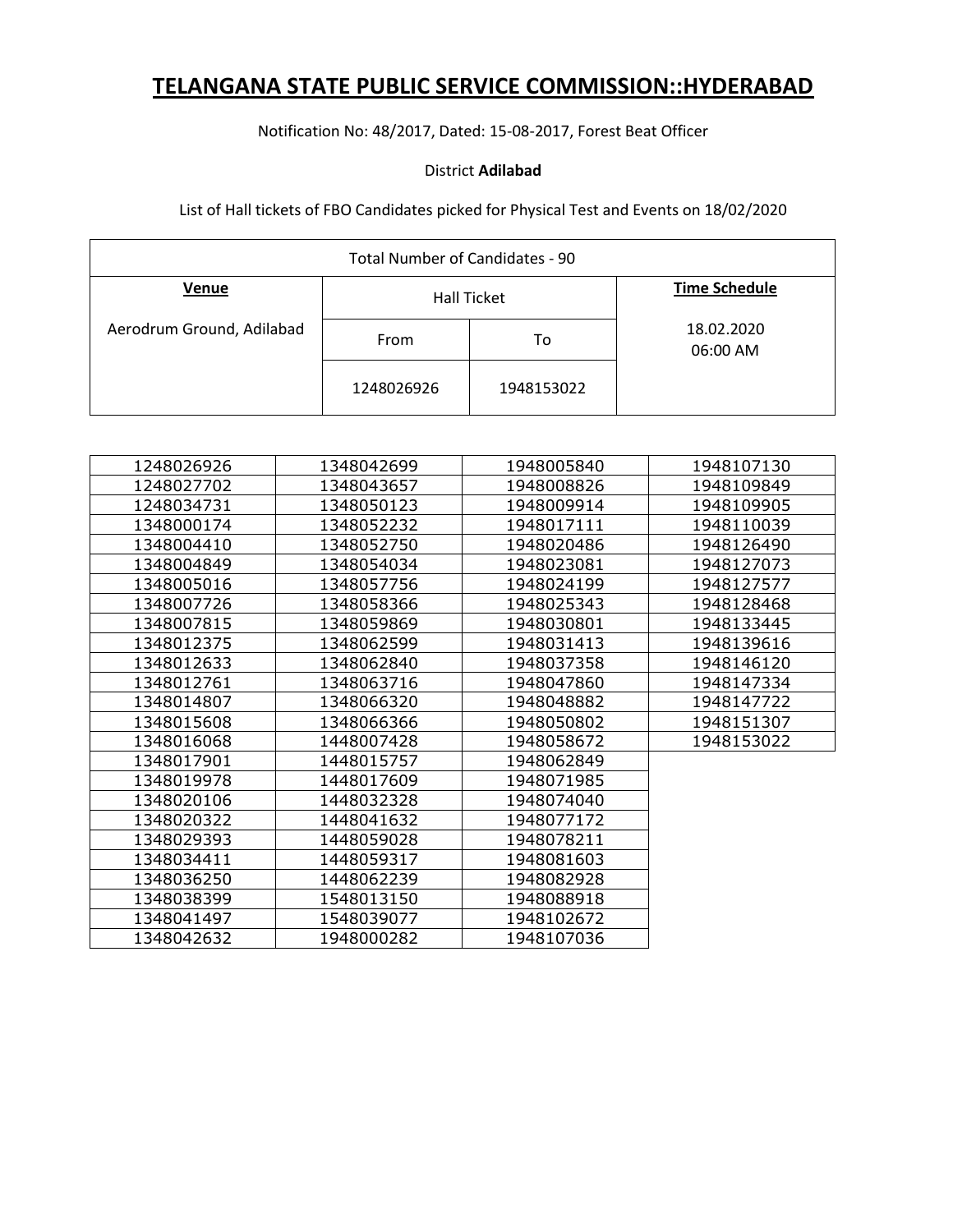# TELANGANA STATE PUBLIC SERVICE COMMISSION::HYDERABAD

Notification No: 48/2017, Dated: 15-08-2017, Forest Beat Officer

District **Adilabad**

List of Hall tickets of FBO Candidates picked for Physical Test and Events on 18/02/2020

| Total Number of Candidates - 90 | | | |
|---|---|---|---|
| **Venue** | Hall Ticket | | **Time Schedule** |
| Aerodrum Ground, Adilabad | From | To | 18.02.2020 06:00 AM |
| | 1248026926 | 1948153022 | |

| | | | |
|---|---|---|---|
| 1248026926 | 1348042699 | 1948005840 | 1948107130 |
| 1248027702 | 1348043657 | 1948008826 | 1948109849 |
| 1248034731 | 1348050123 | 1948009914 | 1948109905 |
| 1348000174 | 1348052232 | 1948017111 | 1948110039 |
| 1348004410 | 1348052750 | 1948020486 | 1948126490 |
| 1348004849 | 1348054034 | 1948023081 | 1948127073 |
| 1348005016 | 1348057756 | 1948024199 | 1948127577 |
| 1348007726 | 1348058366 | 1948025343 | 1948128468 |
| 1348007815 | 1348059869 | 1948030801 | 1948133445 |
| 1348012375 | 1348062599 | 1948031413 | 1948139616 |
| 1348012633 | 1348062840 | 1948037358 | 1948146120 |
| 1348012761 | 1348063716 | 1948047860 | 1948147334 |
| 1348014807 | 1348066320 | 1948048882 | 1948147722 |
| 1348015608 | 1348066366 | 1948050802 | 1948151307 |
| 1348016068 | 1448007428 | 1948058672 | 1948153022 |
| 1348017901 | 1448015757 | 1948062849 | |
| 1348019978 | 1448017609 | 1948071985 | |
| 1348020106 | 1448032328 | 1948074040 | |
| 1348020322 | 1448041632 | 1948077172 | |
| 1348029393 | 1448059028 | 1948078211 | |
| 1348034411 | 1448059317 | 1948081603 | |
| 1348036250 | 1448062239 | 1948082928 | |
| 1348038399 | 1548013150 | 1948088918 | |
| 1348041497 | 1548039077 | 1948102672 | |
| 1348042632 | 1948000282 | 1948107036 | |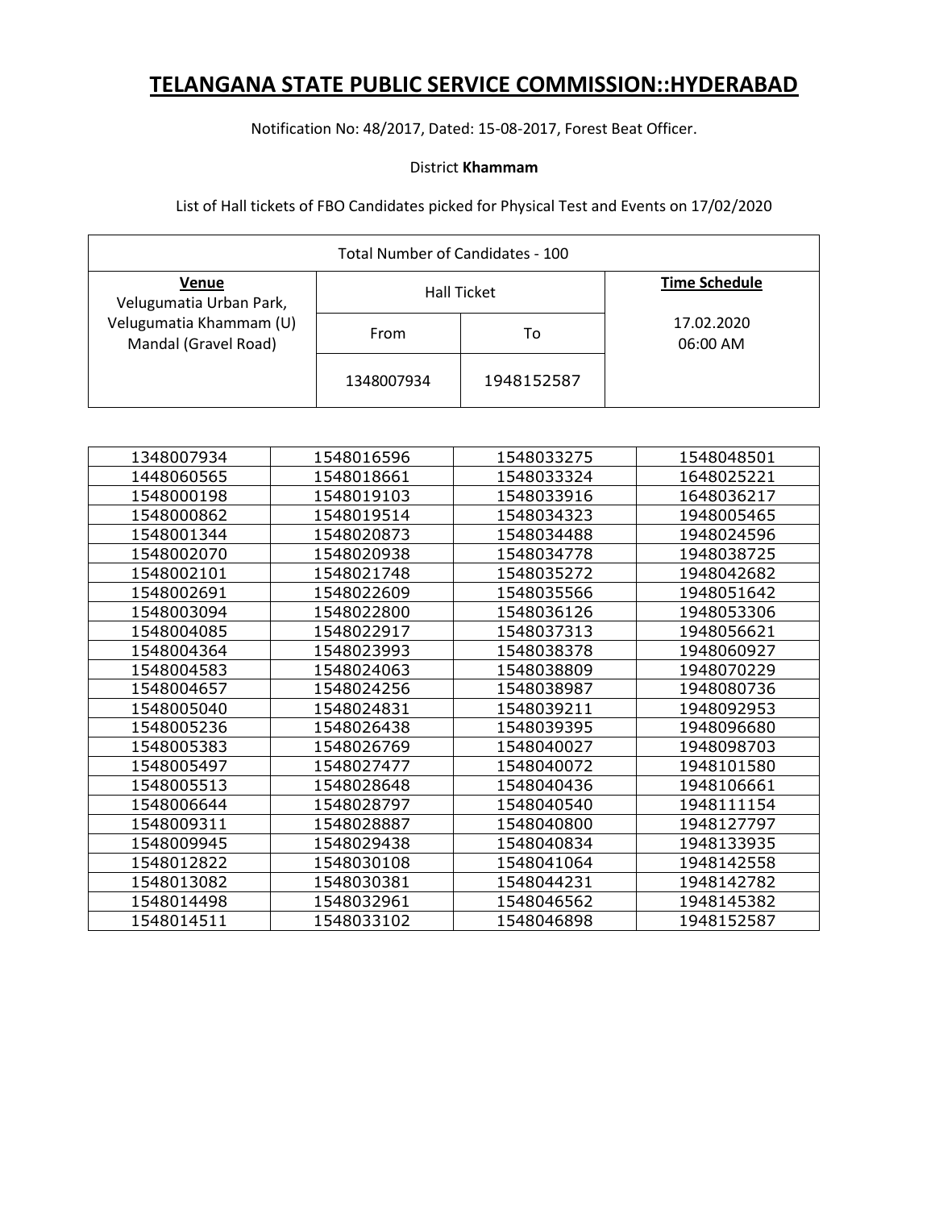# TELANGANA STATE PUBLIC SERVICE COMMISSION::HYDERABAD

Notification No: 48/2017, Dated: 15-08-2017, Forest Beat Officer.

District **Khammam**

List of Hall tickets of FBO Candidates picked for Physical Test and Events on 17/02/2020

| Total Number of Candidates - 100 | | | |
|---|---|---|---|
| **Venue** Velugumatia Urban Park, Velugumatia Khammam (U) Mandal (Gravel Road) | Hall Ticket | | **Time Schedule** 17.02.2020 06:00 AM |
| | From | To | |
| | 1348007934 | 1948152587 | |

| | | | |
|---|---|---|---|
| 1348007934 | 1548016596 | 1548033275 | 1548048501 |
| 1448060565 | 1548018661 | 1548033324 | 1648025221 |
| 1548000198 | 1548019103 | 1548033916 | 1648036217 |
| 1548000862 | 1548019514 | 1548034323 | 1948005465 |
| 1548001344 | 1548020873 | 1548034488 | 1948024596 |
| 1548002070 | 1548020938 | 1548034778 | 1948038725 |
| 1548002101 | 1548021748 | 1548035272 | 1948042682 |
| 1548002691 | 1548022609 | 1548035566 | 1948051642 |
| 1548003094 | 1548022800 | 1548036126 | 1948053306 |
| 1548004085 | 1548022917 | 1548037313 | 1948056621 |
| 1548004364 | 1548023993 | 1548038378 | 1948060927 |
| 1548004583 | 1548024063 | 1548038809 | 1948070229 |
| 1548004657 | 1548024256 | 1548038987 | 1948080736 |
| 1548005040 | 1548024831 | 1548039211 | 1948092953 |
| 1548005236 | 1548026438 | 1548039395 | 1948096680 |
| 1548005383 | 1548026769 | 1548040027 | 1948098703 |
| 1548005497 | 1548027477 | 1548040072 | 1948101580 |
| 1548005513 | 1548028648 | 1548040436 | 1948106661 |
| 1548006644 | 1548028797 | 1548040540 | 1948111154 |
| 1548009311 | 1548028887 | 1548040800 | 1948127797 |
| 1548009945 | 1548029438 | 1548040834 | 1948133935 |
| 1548012822 | 1548030108 | 1548041064 | 1948142558 |
| 1548013082 | 1548030381 | 1548044231 | 1948142782 |
| 1548014498 | 1548032961 | 1548046562 | 1948145382 |
| 1548014511 | 1548033102 | 1548046898 | 1948152587 |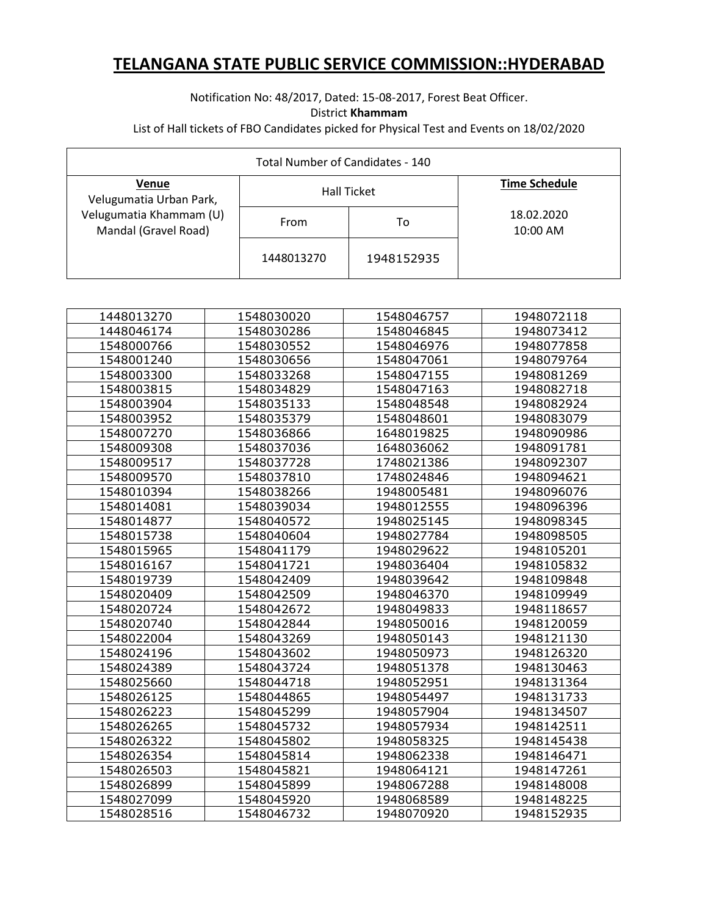# TELANGANA STATE PUBLIC SERVICE COMMISSION::HYDERABAD

Notification No: 48/2017, Dated: 15-08-2017, Forest Beat Officer.

District **Khammam**

List of Hall tickets of FBO Candidates picked for Physical Test and Events on 18/02/2020

| Total Number of Candidates - 140 | | | |
|---|---|---|---|
| **Venue** Velugumatia Urban Park, Velugumatia Khammam (U) Mandal (Gravel Road) | Hall Ticket | | **Time Schedule** |
| | From | To | 18.02.2020 10:00 AM |
| | 1448013270 | 1948152935 | |

| | | | |
|---|---|---|---|
| 1448013270 | 1548030020 | 1548046757 | 1948072118 |
| 1448046174 | 1548030286 | 1548046845 | 1948073412 |
| 1548000766 | 1548030552 | 1548046976 | 1948077858 |
| 1548001240 | 1548030656 | 1548047061 | 1948079764 |
| 1548003300 | 1548033268 | 1548047155 | 1948081269 |
| 1548003815 | 1548034829 | 1548047163 | 1948082718 |
| 1548003904 | 1548035133 | 1548048548 | 1948082924 |
| 1548003952 | 1548035379 | 1548048601 | 1948083079 |
| 1548007270 | 1548036866 | 1648019825 | 1948090986 |
| 1548009308 | 1548037036 | 1648036062 | 1948091781 |
| 1548009517 | 1548037728 | 1748021386 | 1948092307 |
| 1548009570 | 1548037810 | 1748024846 | 1948094621 |
| 1548010394 | 1548038266 | 1948005481 | 1948096076 |
| 1548014081 | 1548039034 | 1948012555 | 1948096396 |
| 1548014877 | 1548040572 | 1948025145 | 1948098345 |
| 1548015738 | 1548040604 | 1948027784 | 1948098505 |
| 1548015965 | 1548041179 | 1948029622 | 1948105201 |
| 1548016167 | 1548041721 | 1948036404 | 1948105832 |
| 1548019739 | 1548042409 | 1948039642 | 1948109848 |
| 1548020409 | 1548042509 | 1948046370 | 1948109949 |
| 1548020724 | 1548042672 | 1948049833 | 1948118657 |
| 1548020740 | 1548042844 | 1948050016 | 1948120059 |
| 1548022004 | 1548043269 | 1948050143 | 1948121130 |
| 1548024196 | 1548043602 | 1948050973 | 1948126320 |
| 1548024389 | 1548043724 | 1948051378 | 1948130463 |
| 1548025660 | 1548044718 | 1948052951 | 1948131364 |
| 1548026125 | 1548044865 | 1948054497 | 1948131733 |
| 1548026223 | 1548045299 | 1948057904 | 1948134507 |
| 1548026265 | 1548045732 | 1948057934 | 1948142511 |
| 1548026322 | 1548045802 | 1948058325 | 1948145438 |
| 1548026354 | 1548045814 | 1948062338 | 1948146471 |
| 1548026503 | 1548045821 | 1948064121 | 1948147261 |
| 1548026899 | 1548045899 | 1948067288 | 1948148008 |
| 1548027099 | 1548045920 | 1948068589 | 1948148225 |
| 1548028516 | 1548046732 | 1948070920 | 1948152935 |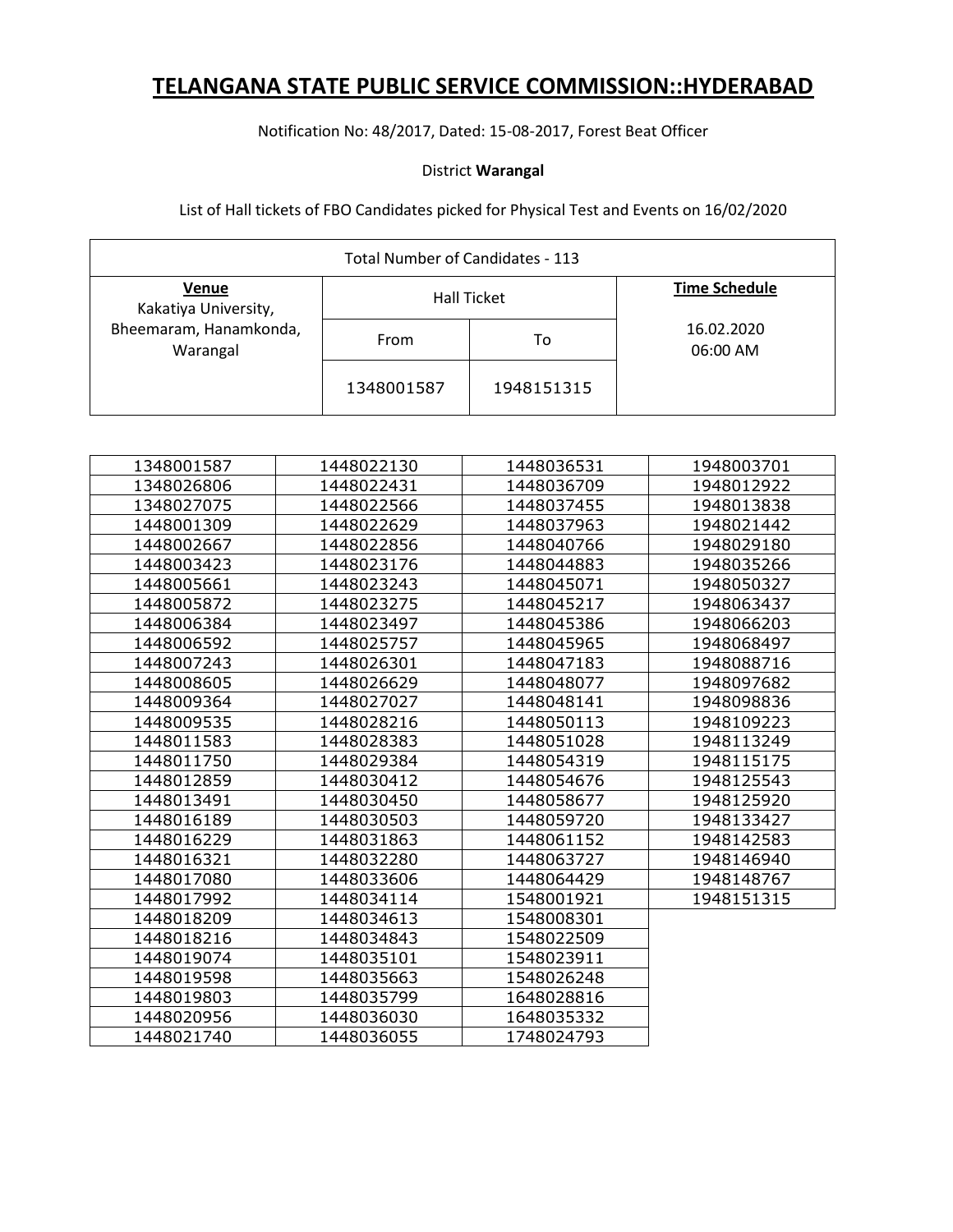# TELANGANA STATE PUBLIC SERVICE COMMISSION::HYDERABAD

Notification No: 48/2017, Dated: 15-08-2017, Forest Beat Officer

District **Warangal**

List of Hall tickets of FBO Candidates picked for Physical Test and Events on 16/02/2020

| Total Number of Candidates - 113 | | | |
|---|---|---|---|
| **Venue** Kakatiya University, Bheemaram, Hanamkonda, Warangal | Hall Ticket | | **Time Schedule** 16.02.2020 06:00 AM |
| | From | To | |
| | 1348001587 | 1948151315 | |

| | | | |
|---|---|---|---|
| 1348001587 | 1448022130 | 1448036531 | 1948003701 |
| 1348026806 | 1448022431 | 1448036709 | 1948012922 |
| 1348027075 | 1448022566 | 1448037455 | 1948013838 |
| 1448001309 | 1448022629 | 1448037963 | 1948021442 |
| 1448002667 | 1448022856 | 1448040766 | 1948029180 |
| 1448003423 | 1448023176 | 1448044883 | 1948035266 |
| 1448005661 | 1448023243 | 1448045071 | 1948050327 |
| 1448005872 | 1448023275 | 1448045217 | 1948063437 |
| 1448006384 | 1448023497 | 1448045386 | 1948066203 |
| 1448006592 | 1448025757 | 1448045965 | 1948068497 |
| 1448007243 | 1448026301 | 1448047183 | 1948088716 |
| 1448008605 | 1448026629 | 1448048077 | 1948097682 |
| 1448009364 | 1448027027 | 1448048141 | 1948098836 |
| 1448009535 | 1448028216 | 1448050113 | 1948109223 |
| 1448011583 | 1448028383 | 1448051028 | 1948113249 |
| 1448011750 | 1448029384 | 1448054319 | 1948115175 |
| 1448012859 | 1448030412 | 1448054676 | 1948125543 |
| 1448013491 | 1448030450 | 1448058677 | 1948125920 |
| 1448016189 | 1448030503 | 1448059720 | 1948133427 |
| 1448016229 | 1448031863 | 1448061152 | 1948142583 |
| 1448016321 | 1448032280 | 1448063727 | 1948146940 |
| 1448017080 | 1448033606 | 1448064429 | 1948148767 |
| 1448017992 | 1448034114 | 1548001921 | 1948151315 |
| 1448018209 | 1448034613 | 1548008301 | |
| 1448018216 | 1448034843 | 1548022509 | |
| 1448019074 | 1448035101 | 1548023911 | |
| 1448019598 | 1448035663 | 1548026248 | |
| 1448019803 | 1448035799 | 1648028816 | |
| 1448020956 | 1448036030 | 1648035332 | |
| 1448021740 | 1448036055 | 1748024793 | |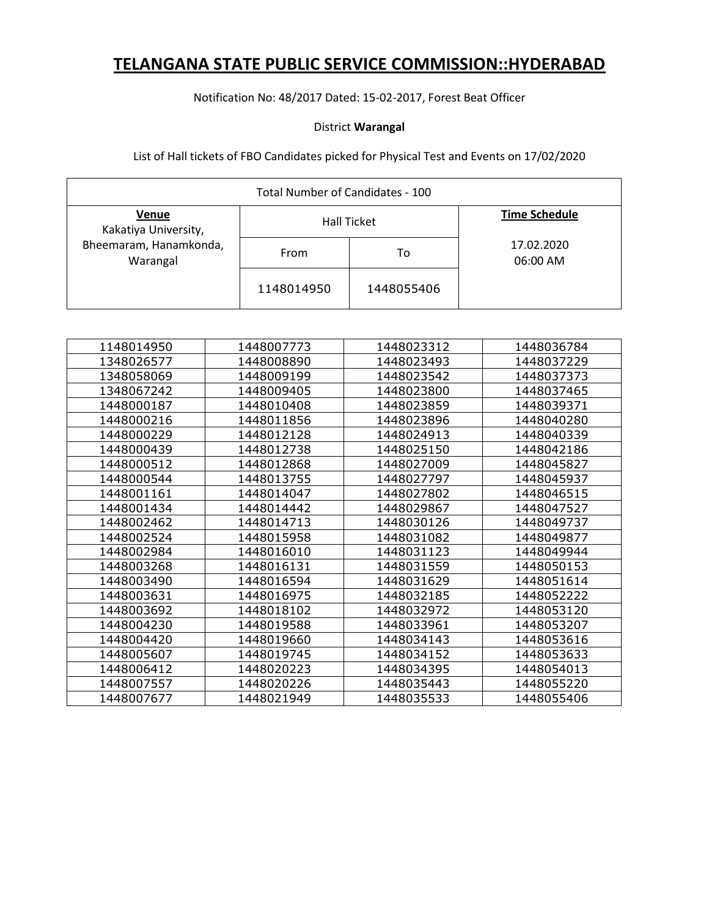# TELANGANA STATE PUBLIC SERVICE COMMISSION::HYDERABAD

Notification No: 48/2017 Dated: 15-02-2017, Forest Beat Officer

District **Warangal**

List of Hall tickets of FBO Candidates picked for Physical Test and Events on 17/02/2020

| Total Number of Candidates - 100 | | | |
|---|---|---|---|
| **Venue**<br>Kakatiya University, Bheemaram, Hanamkonda, Warangal | Hall Ticket | | **Time Schedule**<br>17.02.2020<br>06:00 AM |
| | From | To | |
| | 1148014950 | 1448055406 | |

| | | | |
|---|---|---|---|
| 1148014950 | 1448007773 | 1448023312 | 1448036784 |
| 1348026577 | 1448008890 | 1448023493 | 1448037229 |
| 1348058069 | 1448009199 | 1448023542 | 1448037373 |
| 1348067242 | 1448009405 | 1448023800 | 1448037465 |
| 1448000187 | 1448010408 | 1448023859 | 1448039371 |
| 1448000216 | 1448011856 | 1448023896 | 1448040280 |
| 1448000229 | 1448012128 | 1448024913 | 1448040339 |
| 1448000439 | 1448012738 | 1448025150 | 1448042186 |
| 1448000512 | 1448012868 | 1448027009 | 1448045827 |
| 1448000544 | 1448013755 | 1448027797 | 1448045937 |
| 1448001161 | 1448014047 | 1448027802 | 1448046515 |
| 1448001434 | 1448014442 | 1448029867 | 1448047527 |
| 1448002462 | 1448014713 | 1448030126 | 1448049737 |
| 1448002524 | 1448015958 | 1448031082 | 1448049877 |
| 1448002984 | 1448016010 | 1448031123 | 1448049944 |
| 1448003268 | 1448016131 | 1448031559 | 1448050153 |
| 1448003490 | 1448016594 | 1448031629 | 1448051614 |
| 1448003631 | 1448016975 | 1448032185 | 1448052222 |
| 1448003692 | 1448018102 | 1448032972 | 1448053120 |
| 1448004230 | 1448019588 | 1448033961 | 1448053207 |
| 1448004420 | 1448019660 | 1448034143 | 1448053616 |
| 1448005607 | 1448019745 | 1448034152 | 1448053633 |
| 1448006412 | 1448020223 | 1448034395 | 1448054013 |
| 1448007557 | 1448020226 | 1448035443 | 1448055220 |
| 1448007677 | 1448021949 | 1448035533 | 1448055406 |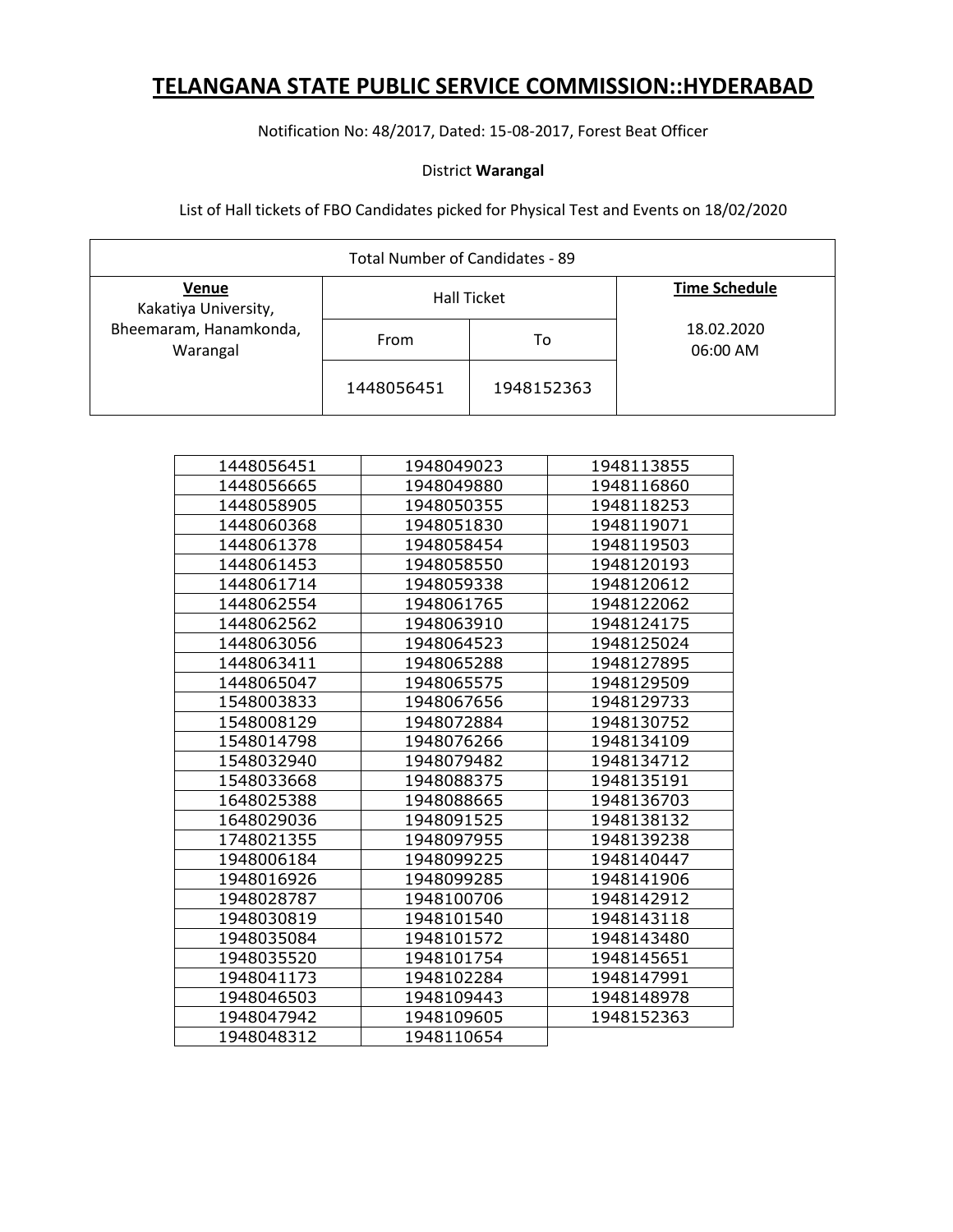# TELANGANA STATE PUBLIC SERVICE COMMISSION::HYDERABAD

Notification No: 48/2017, Dated: 15-08-2017, Forest Beat Officer

District **Warangal**

List of Hall tickets of FBO Candidates picked for Physical Test and Events on 18/02/2020

| Total Number of Candidates - 89 | | | |
|---|---|---|---|
| **Venue** | Hall Ticket | | **Time Schedule** |
| Kakatiya University, Bheemaram, Hanamkonda, Warangal | From | To | 18.02.2020 06:00 AM |
| | 1448056451 | 1948152363 | |

| | | |
|---|---|---|
| 1448056451 | 1948049023 | 1948113855 |
| 1448056665 | 1948049880 | 1948116860 |
| 1448058905 | 1948050355 | 1948118253 |
| 1448060368 | 1948051830 | 1948119071 |
| 1448061378 | 1948058454 | 1948119503 |
| 1448061453 | 1948058550 | 1948120193 |
| 1448061714 | 1948059338 | 1948120612 |
| 1448062554 | 1948061765 | 1948122062 |
| 1448062562 | 1948063910 | 1948124175 |
| 1448063056 | 1948064523 | 1948125024 |
| 1448063411 | 1948065288 | 1948127895 |
| 1448065047 | 1948065575 | 1948129509 |
| 1548003833 | 1948067656 | 1948129733 |
| 1548008129 | 1948072884 | 1948130752 |
| 1548014798 | 1948076266 | 1948134109 |
| 1548032940 | 1948079482 | 1948134712 |
| 1548033668 | 1948088375 | 1948135191 |
| 1648025388 | 1948088665 | 1948136703 |
| 1648029036 | 1948091525 | 1948138132 |
| 1748021355 | 1948097955 | 1948139238 |
| 1948006184 | 1948099225 | 1948140447 |
| 1948016926 | 1948099285 | 1948141906 |
| 1948028787 | 1948100706 | 1948142912 |
| 1948030819 | 1948101540 | 1948143118 |
| 1948035084 | 1948101572 | 1948143480 |
| 1948035520 | 1948101754 | 1948145651 |
| 1948041173 | 1948102284 | 1948147991 |
| 1948046503 | 1948109443 | 1948148978 |
| 1948047942 | 1948109605 | 1948152363 |
| 1948048312 | 1948110654 | |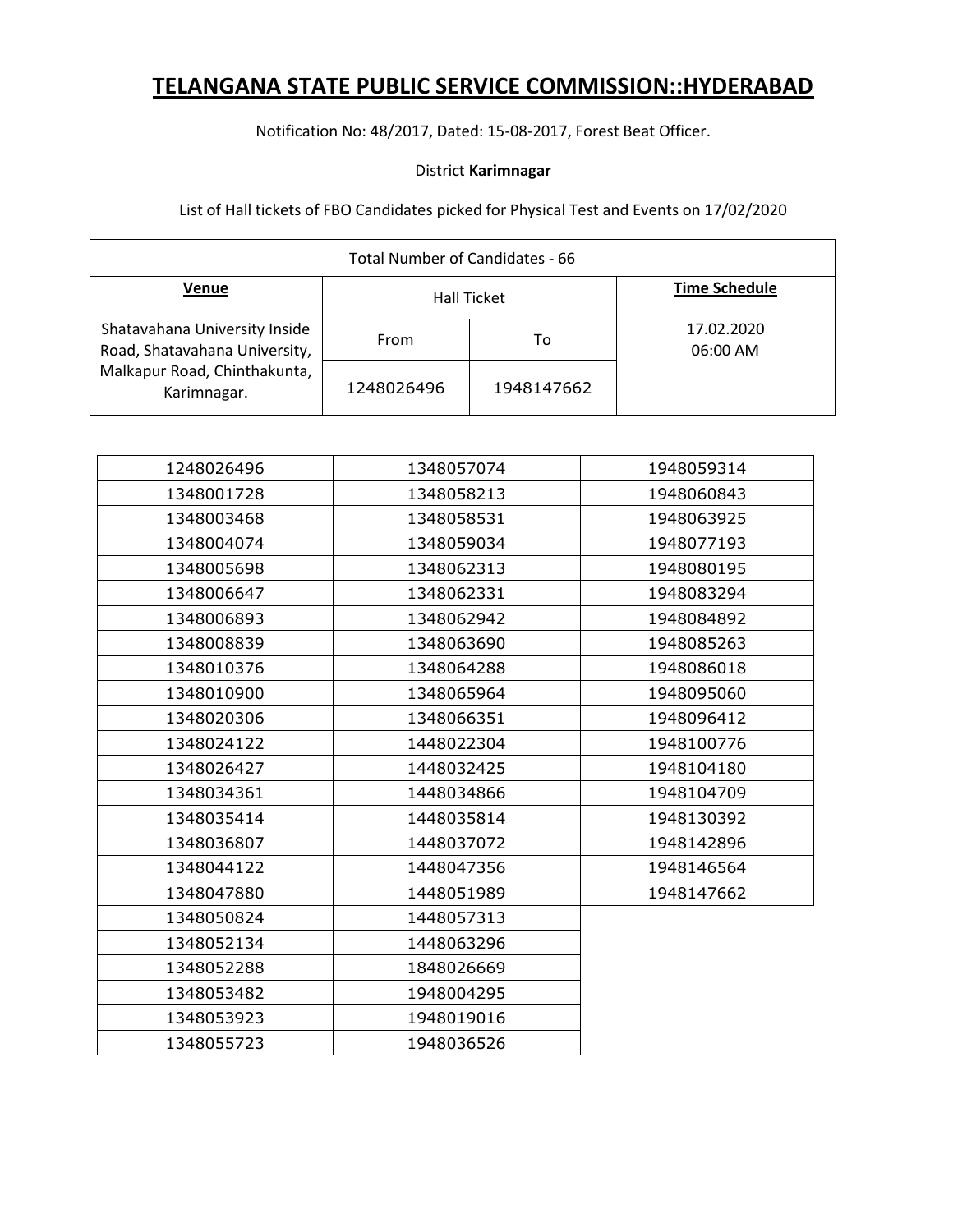# TELANGANA STATE PUBLIC SERVICE COMMISSION::HYDERABAD

Notification No: 48/2017, Dated: 15-08-2017, Forest Beat Officer.

District **Karimnagar**

List of Hall tickets of FBO Candidates picked for Physical Test and Events on 17/02/2020

| Total Number of Candidates - 66 | | | |
|---|---|---|---|
| **Venue** | Hall Ticket | | **Time Schedule** |
| Shatavahana University Inside Road, Shatavahana University, Malkapur Road, Chinthakunta, Karimnagar. | From | To | 17.02.2020 06:00 AM |
| | 1248026496 | 1948147662 | |

| | | |
|---|---|---|
| 1248026496 | 1348057074 | 1948059314 |
| 1348001728 | 1348058213 | 1948060843 |
| 1348003468 | 1348058531 | 1948063925 |
| 1348004074 | 1348059034 | 1948077193 |
| 1348005698 | 1348062313 | 1948080195 |
| 1348006647 | 1348062331 | 1948083294 |
| 1348006893 | 1348062942 | 1948084892 |
| 1348008839 | 1348063690 | 1948085263 |
| 1348010376 | 1348064288 | 1948086018 |
| 1348010900 | 1348065964 | 1948095060 |
| 1348020306 | 1348066351 | 1948096412 |
| 1348024122 | 1448022304 | 1948100776 |
| 1348026427 | 1448032425 | 1948104180 |
| 1348034361 | 1448034866 | 1948104709 |
| 1348035414 | 1448035814 | 1948130392 |
| 1348036807 | 1448037072 | 1948142896 |
| 1348044122 | 1448047356 | 1948146564 |
| 1348047880 | 1448051989 | 1948147662 |
| 1348050824 | 1448057313 | |
| 1348052134 | 1448063296 | |
| 1348052288 | 1848026669 | |
| 1348053482 | 1948004295 | |
| 1348053923 | 1948019016 | |
| 1348055723 | 1948036526 | |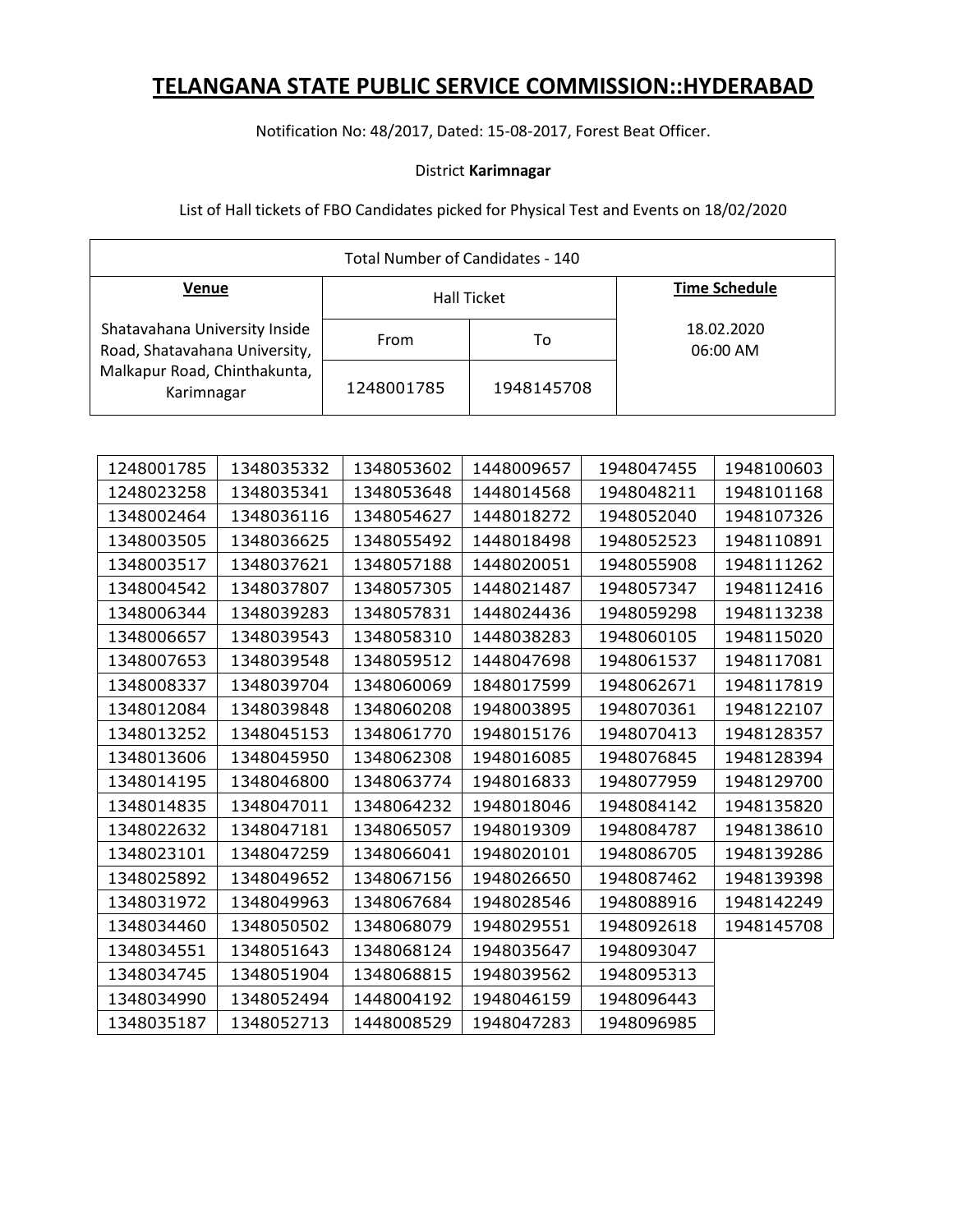# TELANGANA STATE PUBLIC SERVICE COMMISSION::HYDERABAD

Notification No: 48/2017, Dated: 15-08-2017, Forest Beat Officer.

District **Karimnagar**

List of Hall tickets of FBO Candidates picked for Physical Test and Events on 18/02/2020

| Total Number of Candidates - 140 | | | |
|---|---|---|---|
| **Venue** | Hall Ticket | | **Time Schedule** |
| Shatavahana University Inside Road, Shatavahana University, Malkapur Road, Chinthakunta, Karimnagar | From | To | 18.02.2020 06:00 AM |
| | 1248001785 | 1948145708 | |

| | | | | | |
|---|---|---|---|---|---|
| 1248001785 | 1348035332 | 1348053602 | 1448009657 | 1948047455 | 1948100603 |
| 1248023258 | 1348035341 | 1348053648 | 1448014568 | 1948048211 | 1948101168 |
| 1348002464 | 1348036116 | 1348054627 | 1448018272 | 1948052040 | 1948107326 |
| 1348003505 | 1348036625 | 1348055492 | 1448018498 | 1948052523 | 1948110891 |
| 1348003517 | 1348037621 | 1348057188 | 1448020051 | 1948055908 | 1948111262 |
| 1348004542 | 1348037807 | 1348057305 | 1448021487 | 1948057347 | 1948112416 |
| 1348006344 | 1348039283 | 1348057831 | 1448024436 | 1948059298 | 1948113238 |
| 1348006657 | 1348039543 | 1348058310 | 1448038283 | 1948060105 | 1948115020 |
| 1348007653 | 1348039548 | 1348059512 | 1448047698 | 1948061537 | 1948117081 |
| 1348008337 | 1348039704 | 1348060069 | 1848017599 | 1948062671 | 1948117819 |
| 1348012084 | 1348039848 | 1348060208 | 1948003895 | 1948070361 | 1948122107 |
| 1348013252 | 1348045153 | 1348061770 | 1948015176 | 1948070413 | 1948128357 |
| 1348013606 | 1348045950 | 1348062308 | 1948016085 | 1948076845 | 1948128394 |
| 1348014195 | 1348046800 | 1348063774 | 1948016833 | 1948077959 | 1948129700 |
| 1348014835 | 1348047011 | 1348064232 | 1948018046 | 1948084142 | 1948135820 |
| 1348022632 | 1348047181 | 1348065057 | 1948019309 | 1948084787 | 1948138610 |
| 1348023101 | 1348047259 | 1348066041 | 1948020101 | 1948086705 | 1948139286 |
| 1348025892 | 1348049652 | 1348067156 | 1948026650 | 1948087462 | 1948139398 |
| 1348031972 | 1348049963 | 1348067684 | 1948028546 | 1948088916 | 1948142249 |
| 1348034460 | 1348050502 | 1348068079 | 1948029551 | 1948092618 | 1948145708 |
| 1348034551 | 1348051643 | 1348068124 | 1948035647 | 1948093047 | |
| 1348034745 | 1348051904 | 1348068815 | 1948039562 | 1948095313 | |
| 1348034990 | 1348052494 | 1448004192 | 1948046159 | 1948096443 | |
| 1348035187 | 1348052713 | 1448008529 | 1948047283 | 1948096985 | |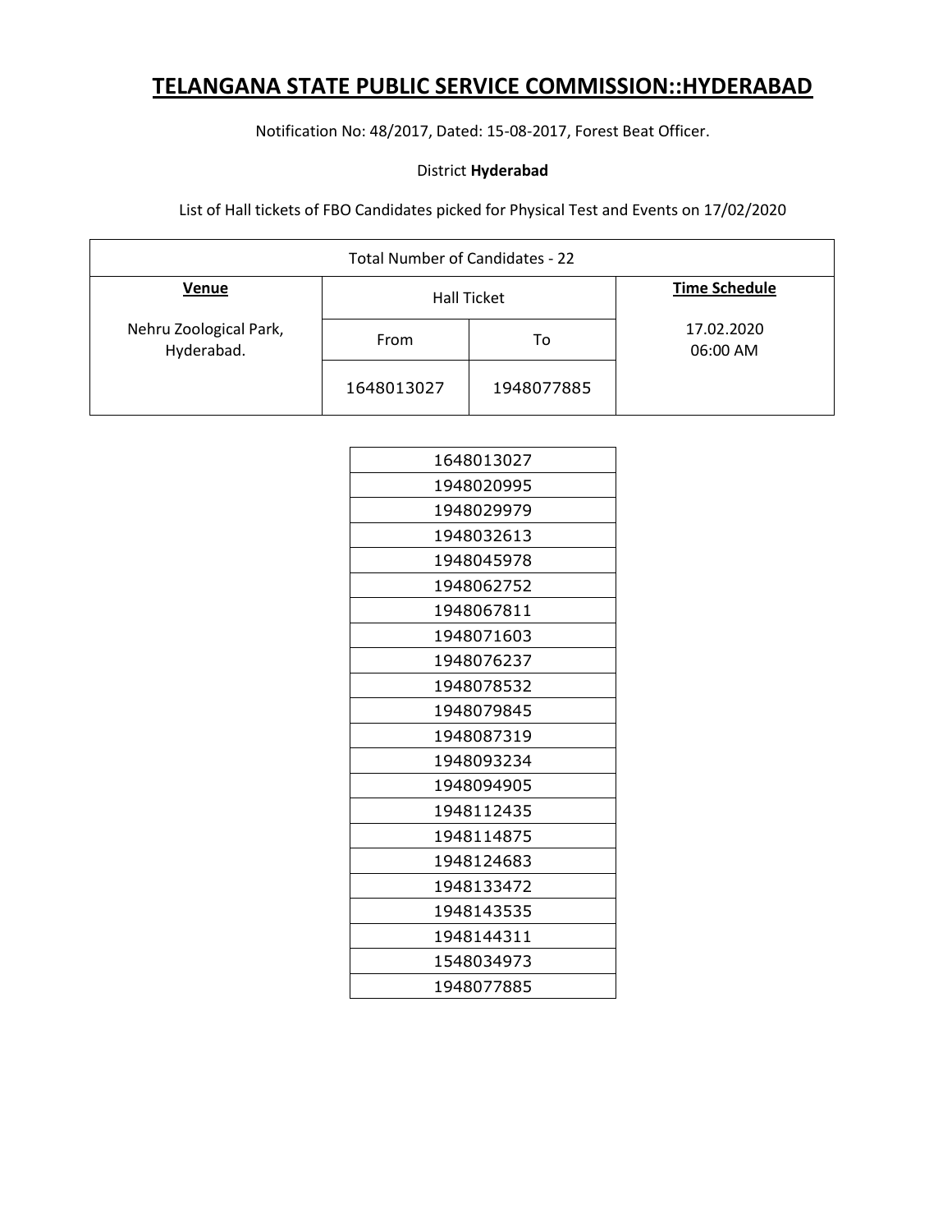# TELANGANA STATE PUBLIC SERVICE COMMISSION::HYDERABAD

Notification No: 48/2017, Dated: 15-08-2017, Forest Beat Officer.

District **Hyderabad**

List of Hall tickets of FBO Candidates picked for Physical Test and Events on 17/02/2020

| Total Number of Candidates - 22 | | | |
|---|---|---|---|
| **Venue** | Hall Ticket | | **Time Schedule** |
| Nehru Zoological Park, Hyderabad. | From | To | 17.02.2020 06:00 AM |
| | 1648013027 | 1948077885 | |

| |
|---|
| 1648013027 |
| 1948020995 |
| 1948029979 |
| 1948032613 |
| 1948045978 |
| 1948062752 |
| 1948067811 |
| 1948071603 |
| 1948076237 |
| 1948078532 |
| 1948079845 |
| 1948087319 |
| 1948093234 |
| 1948094905 |
| 1948112435 |
| 1948114875 |
| 1948124683 |
| 1948133472 |
| 1948143535 |
| 1948144311 |
| 1548034973 |
| 1948077885 |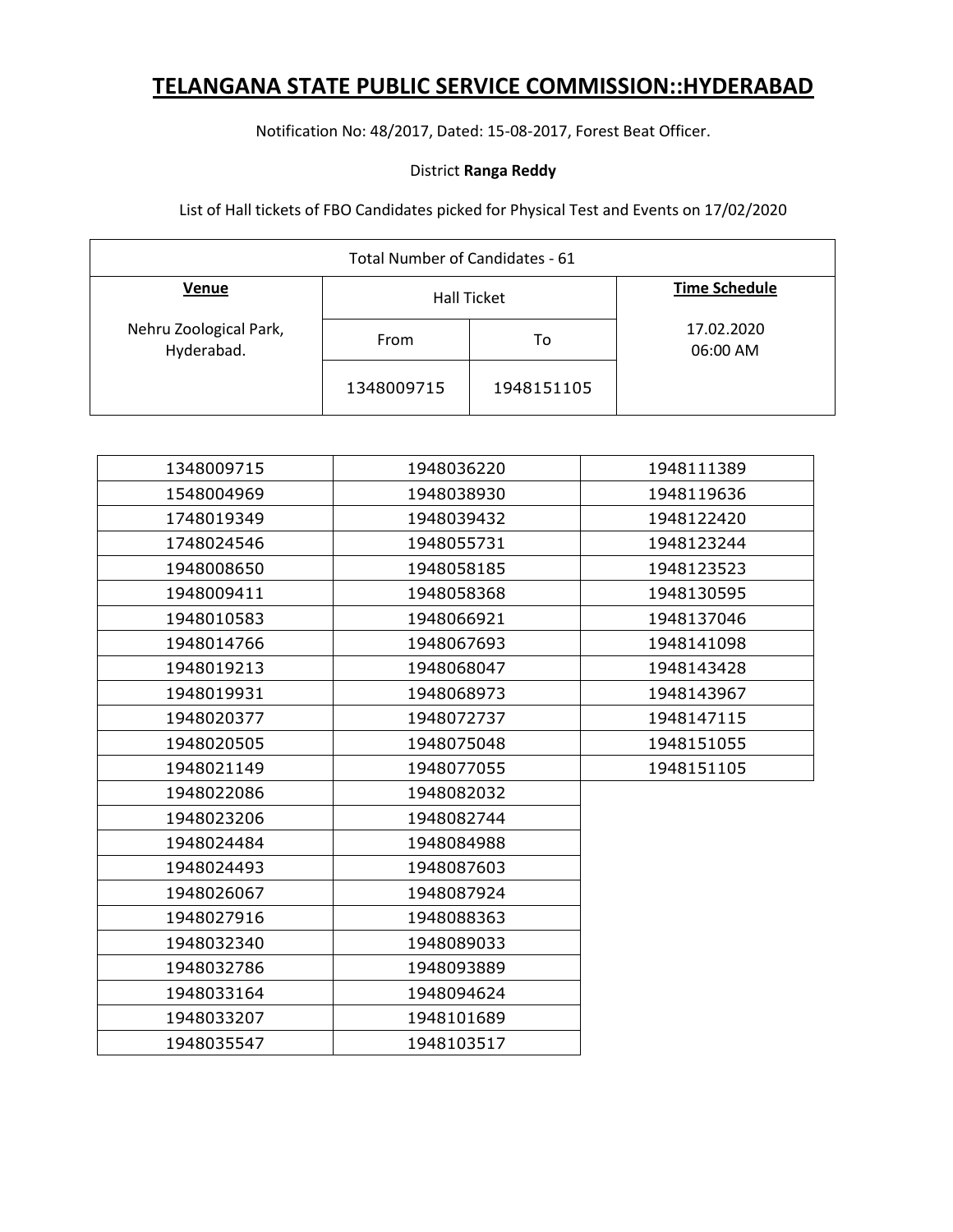# TELANGANA STATE PUBLIC SERVICE COMMISSION::HYDERABAD

Notification No: 48/2017, Dated: 15-08-2017, Forest Beat Officer.

District **Ranga Reddy**

List of Hall tickets of FBO Candidates picked for Physical Test and Events on 17/02/2020

| Total Number of Candidates - 61 | | | |
|---|---|---|---|
| **Venue** | Hall Ticket | | **Time Schedule** |
| Nehru Zoological Park, Hyderabad. | From | To | 17.02.2020 06:00 AM |
| | 1348009715 | 1948151105 | |

| | | |
|---|---|---|
| 1348009715 | 1948036220 | 1948111389 |
| 1548004969 | 1948038930 | 1948119636 |
| 1748019349 | 1948039432 | 1948122420 |
| 1748024546 | 1948055731 | 1948123244 |
| 1948008650 | 1948058185 | 1948123523 |
| 1948009411 | 1948058368 | 1948130595 |
| 1948010583 | 1948066921 | 1948137046 |
| 1948014766 | 1948067693 | 1948141098 |
| 1948019213 | 1948068047 | 1948143428 |
| 1948019931 | 1948068973 | 1948143967 |
| 1948020377 | 1948072737 | 1948147115 |
| 1948020505 | 1948075048 | 1948151055 |
| 1948021149 | 1948077055 | 1948151105 |
| 1948022086 | 1948082032 | |
| 1948023206 | 1948082744 | |
| 1948024484 | 1948084988 | |
| 1948024493 | 1948087603 | |
| 1948026067 | 1948087924 | |
| 1948027916 | 1948088363 | |
| 1948032340 | 1948089033 | |
| 1948032786 | 1948093889 | |
| 1948033164 | 1948094624 | |
| 1948033207 | 1948101689 | |
| 1948035547 | 1948103517 | |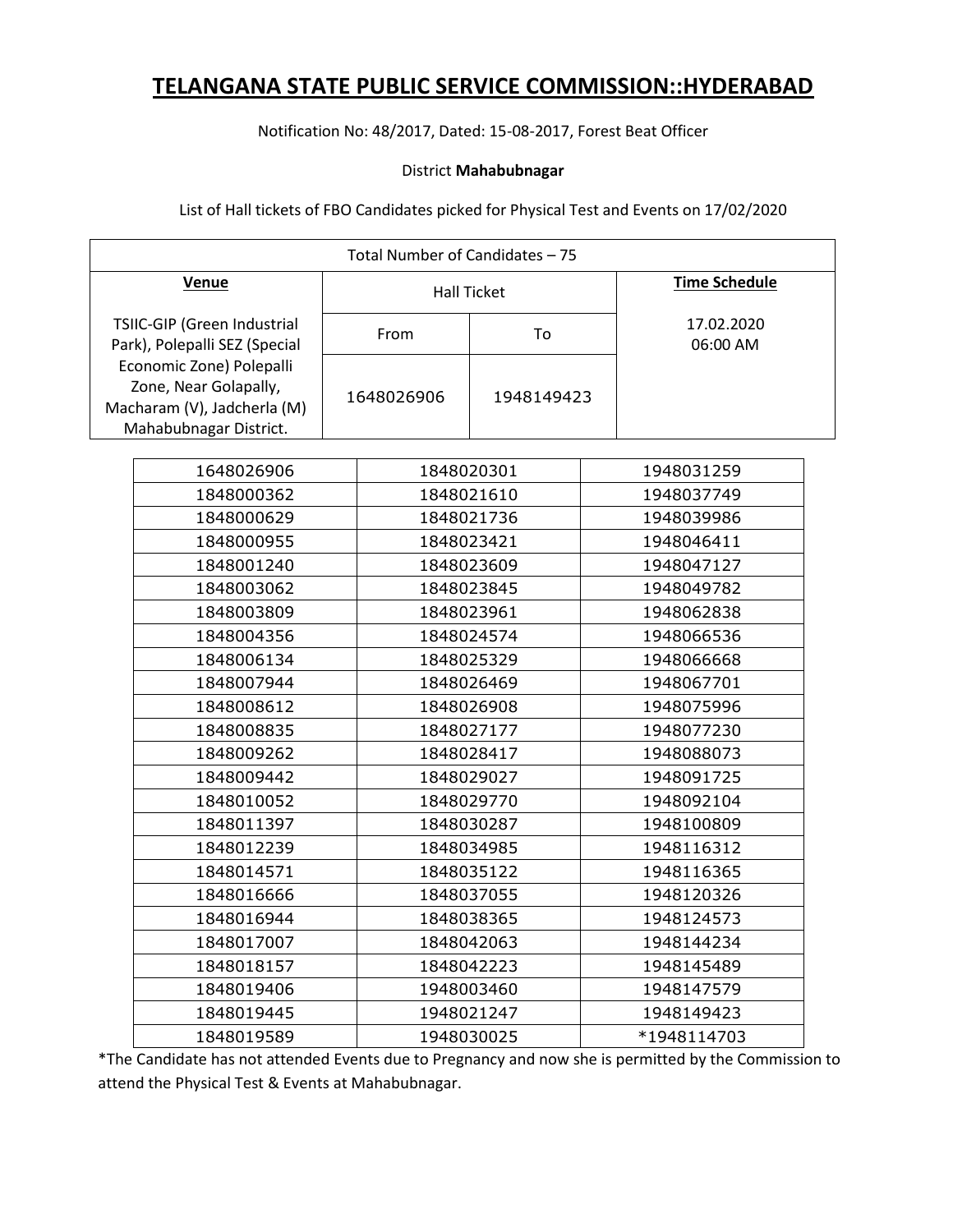# TELANGANA STATE PUBLIC SERVICE COMMISSION::HYDERABAD

Notification No: 48/2017, Dated: 15-08-2017, Forest Beat Officer

District **Mahabubnagar**

List of Hall tickets of FBO Candidates picked for Physical Test and Events on 17/02/2020

| Total Number of Candidates – 75 | | | |
|---|---|---|---|
| **Venue** | Hall Ticket | | **Time Schedule** |
| TSIIC-GIP (Green Industrial Park), Polepalli SEZ (Special Economic Zone) Polepalli Zone, Near Golapally, Macharam (V), Jadcherla (M) Mahabubnagar District. | From | To | 17.02.2020 06:00 AM |
| | 1648026906 | 1948149423 | |

| | | |
|---|---|---|
| 1648026906 | 1848020301 | 1948031259 |
| 1848000362 | 1848021610 | 1948037749 |
| 1848000629 | 1848021736 | 1948039986 |
| 1848000955 | 1848023421 | 1948046411 |
| 1848001240 | 1848023609 | 1948047127 |
| 1848003062 | 1848023845 | 1948049782 |
| 1848003809 | 1848023961 | 1948062838 |
| 1848004356 | 1848024574 | 1948066536 |
| 1848006134 | 1848025329 | 1948066668 |
| 1848007944 | 1848026469 | 1948067701 |
| 1848008612 | 1848026908 | 1948075996 |
| 1848008835 | 1848027177 | 1948077230 |
| 1848009262 | 1848028417 | 1948088073 |
| 1848009442 | 1848029027 | 1948091725 |
| 1848010052 | 1848029770 | 1948092104 |
| 1848011397 | 1848030287 | 1948100809 |
| 1848012239 | 1848034985 | 1948116312 |
| 1848014571 | 1848035122 | 1948116365 |
| 1848016666 | 1848037055 | 1948120326 |
| 1848016944 | 1848038365 | 1948124573 |
| 1848017007 | 1848042063 | 1948144234 |
| 1848018157 | 1848042223 | 1948145489 |
| 1848019406 | 1948003460 | 1948147579 |
| 1848019445 | 1948021247 | 1948149423 |
| 1848019589 | 1948030025 | *1948114703 |

*The Candidate has not attended Events due to Pregnancy and now she is permitted by the Commission to attend the Physical Test & Events at Mahabubnagar.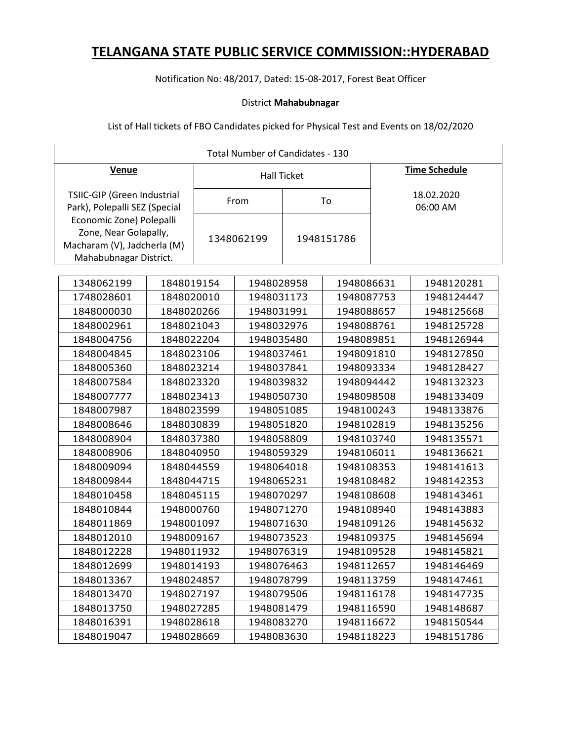# TELANGANA STATE PUBLIC SERVICE COMMISSION::HYDERABAD

Notification No: 48/2017, Dated: 15-08-2017, Forest Beat Officer

District **Mahabubnagar**

List of Hall tickets of FBO Candidates picked for Physical Test and Events on 18/02/2020

| Total Number of Candidates - 130 | | | |
|---|---|---|---|
| **Venue** | Hall Ticket | | **Time Schedule** |
| TSIIC-GIP (Green Industrial Park), Polepalli SEZ (Special Economic Zone) Polepalli Zone, Near Golapally, Macharam (V), Jadcherla (M) Mahabubnagar District. | From | To | 18.02.2020 06:00 AM |
| | 1348062199 | 1948151786 | |

| | | | | |
|---|---|---|---|---|
| 1348062199 | 1848019154 | 1948028958 | 1948086631 | 1948120281 |
| 1748028601 | 1848020010 | 1948031173 | 1948087753 | 1948124447 |
| 1848000030 | 1848020266 | 1948031991 | 1948088657 | 1948125668 |
| 1848002961 | 1848021043 | 1948032976 | 1948088761 | 1948125728 |
| 1848004756 | 1848022204 | 1948035480 | 1948089851 | 1948126944 |
| 1848004845 | 1848023106 | 1948037461 | 1948091810 | 1948127850 |
| 1848005360 | 1848023214 | 1948037841 | 1948093334 | 1948128427 |
| 1848007584 | 1848023320 | 1948039832 | 1948094442 | 1948132323 |
| 1848007777 | 1848023413 | 1948050730 | 1948098508 | 1948133409 |
| 1848007987 | 1848023599 | 1948051085 | 1948100243 | 1948133876 |
| 1848008646 | 1848030839 | 1948051820 | 1948102819 | 1948135256 |
| 1848008904 | 1848037380 | 1948058809 | 1948103740 | 1948135571 |
| 1848008906 | 1848040950 | 1948059329 | 1948106011 | 1948136621 |
| 1848009094 | 1848044559 | 1948064018 | 1948108353 | 1948141613 |
| 1848009844 | 1848044715 | 1948065231 | 1948108482 | 1948142353 |
| 1848010458 | 1848045115 | 1948070297 | 1948108608 | 1948143461 |
| 1848010844 | 1948000760 | 1948071270 | 1948108940 | 1948143883 |
| 1848011869 | 1948001097 | 1948071630 | 1948109126 | 1948145632 |
| 1848012010 | 1948009167 | 1948073523 | 1948109375 | 1948145694 |
| 1848012228 | 1948011932 | 1948076319 | 1948109528 | 1948145821 |
| 1848012699 | 1948014193 | 1948076463 | 1948112657 | 1948146469 |
| 1848013367 | 1948024857 | 1948078799 | 1948113759 | 1948147461 |
| 1848013470 | 1948027197 | 1948079506 | 1948116178 | 1948147735 |
| 1848013750 | 1948027285 | 1948081479 | 1948116590 | 1948148687 |
| 1848016391 | 1948028618 | 1948083270 | 1948116672 | 1948150544 |
| 1848019047 | 1948028669 | 1948083630 | 1948118223 | 1948151786 |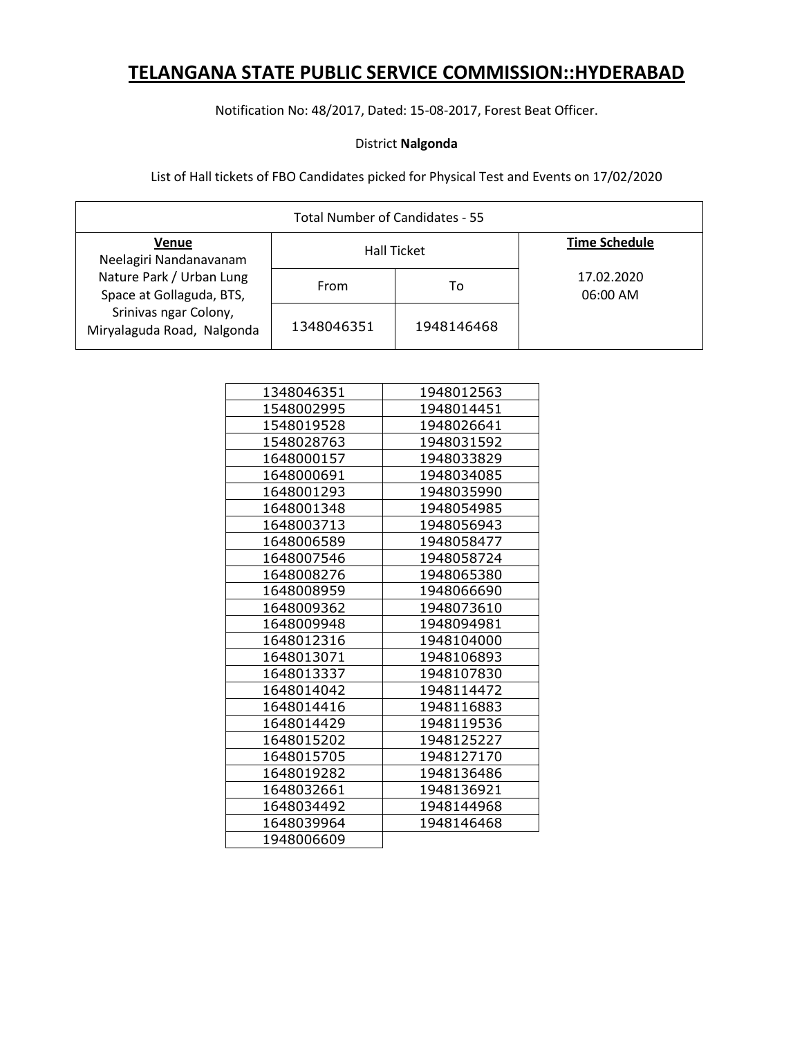# TELANGANA STATE PUBLIC SERVICE COMMISSION::HYDERABAD

Notification No: 48/2017, Dated: 15-08-2017, Forest Beat Officer.

District **Nalgonda**

List of Hall tickets of FBO Candidates picked for Physical Test and Events on 17/02/2020

| Total Number of Candidates - 55 | | | |
|---|---|---|---|
| **Venue** Neelagiri Nandanavanam Nature Park / Urban Lung Space at Gollaguda, BTS, Srinivas ngar Colony, Miryalaguda Road, Nalgonda | Hall Ticket | | **Time Schedule** 17.02.2020 06:00 AM |
| | From | To | |
| | 1348046351 | 1948146468 | |

| | |
|---|---|
| 1348046351 | 1948012563 |
| 1548002995 | 1948014451 |
| 1548019528 | 1948026641 |
| 1548028763 | 1948031592 |
| 1648000157 | 1948033829 |
| 1648000691 | 1948034085 |
| 1648001293 | 1948035990 |
| 1648001348 | 1948054985 |
| 1648003713 | 1948056943 |
| 1648006589 | 1948058477 |
| 1648007546 | 1948058724 |
| 1648008276 | 1948065380 |
| 1648008959 | 1948066690 |
| 1648009362 | 1948073610 |
| 1648009948 | 1948094981 |
| 1648012316 | 1948104000 |
| 1648013071 | 1948106893 |
| 1648013337 | 1948107830 |
| 1648014042 | 1948114472 |
| 1648014416 | 1948116883 |
| 1648014429 | 1948119536 |
| 1648015202 | 1948125227 |
| 1648015705 | 1948127170 |
| 1648019282 | 1948136486 |
| 1648032661 | 1948136921 |
| 1648034492 | 1948144968 |
| 1648039964 | 1948146468 |
| 1948006609 | |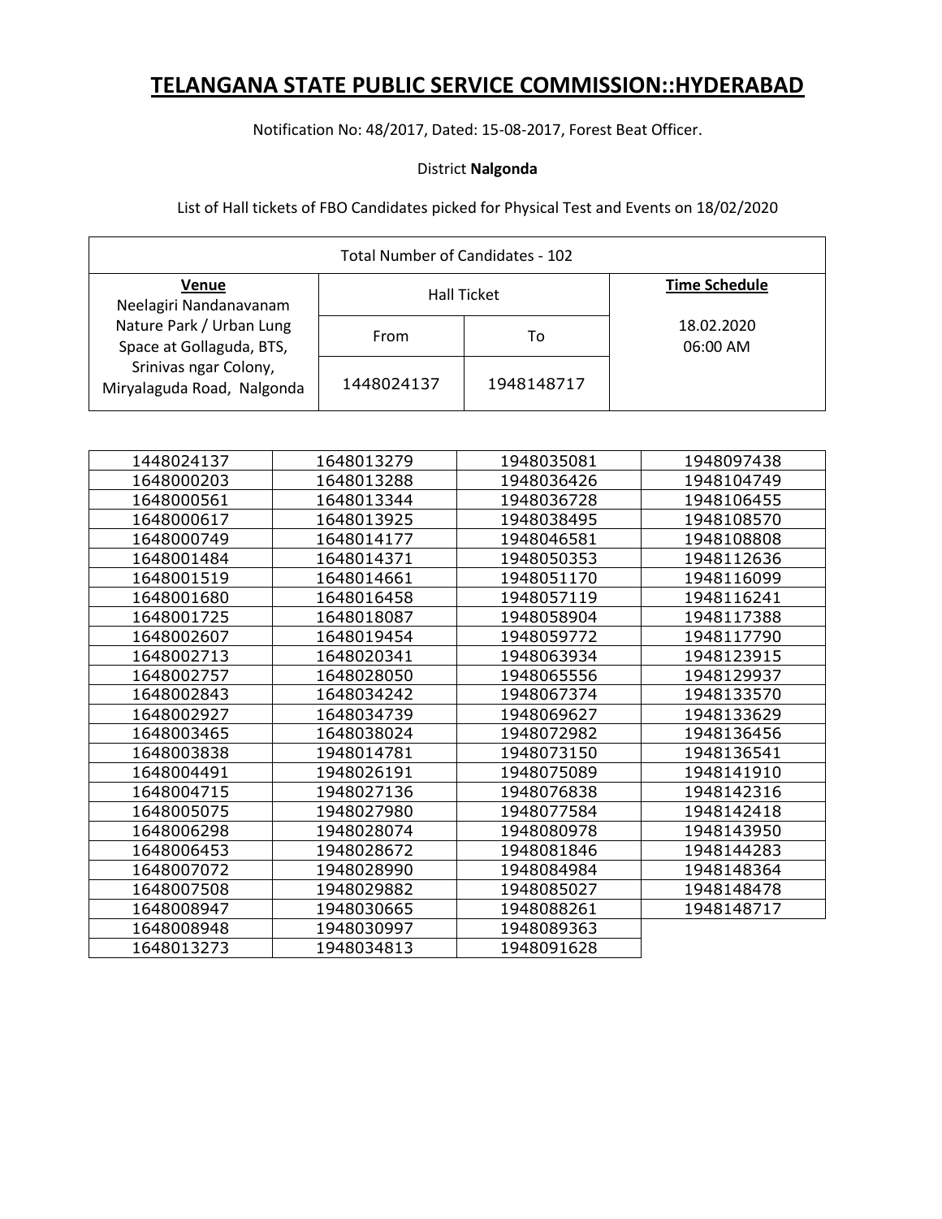# TELANGANA STATE PUBLIC SERVICE COMMISSION::HYDERABAD

Notification No: 48/2017, Dated: 15-08-2017, Forest Beat Officer.

District **Nalgonda**

List of Hall tickets of FBO Candidates picked for Physical Test and Events on 18/02/2020

| Total Number of Candidates - 102 | | | |
|---|---|---|---|
| **Venue** | Hall Ticket | | **Time Schedule** |
| Neelagiri Nandanavanam Nature Park / Urban Lung Space at Gollaguda, BTS, Srinivas ngar Colony, Miryalaguda Road, Nalgonda | From | To | 18.02.2020 06:00 AM |
| | 1448024137 | 1948148717 | |

| | | | |
|---|---|---|---|
| 1448024137 | 1648013279 | 1948035081 | 1948097438 |
| 1648000203 | 1648013288 | 1948036426 | 1948104749 |
| 1648000561 | 1648013344 | 1948036728 | 1948106455 |
| 1648000617 | 1648013925 | 1948038495 | 1948108570 |
| 1648000749 | 1648014177 | 1948046581 | 1948108808 |
| 1648001484 | 1648014371 | 1948050353 | 1948112636 |
| 1648001519 | 1648014661 | 1948051170 | 1948116099 |
| 1648001680 | 1648016458 | 1948057119 | 1948116241 |
| 1648001725 | 1648018087 | 1948058904 | 1948117388 |
| 1648002607 | 1648019454 | 1948059772 | 1948117790 |
| 1648002713 | 1648020341 | 1948063934 | 1948123915 |
| 1648002757 | 1648028050 | 1948065556 | 1948129937 |
| 1648002843 | 1648034242 | 1948067374 | 1948133570 |
| 1648002927 | 1648034739 | 1948069627 | 1948133629 |
| 1648003465 | 1648038024 | 1948072982 | 1948136456 |
| 1648003838 | 1948014781 | 1948073150 | 1948136541 |
| 1648004491 | 1948026191 | 1948075089 | 1948141910 |
| 1648004715 | 1948027136 | 1948076838 | 1948142316 |
| 1648005075 | 1948027980 | 1948077584 | 1948142418 |
| 1648006298 | 1948028074 | 1948080978 | 1948143950 |
| 1648006453 | 1948028672 | 1948081846 | 1948144283 |
| 1648007072 | 1948028990 | 1948084984 | 1948148364 |
| 1648007508 | 1948029882 | 1948085027 | 1948148478 |
| 1648008947 | 1948030665 | 1948088261 | 1948148717 |
| 1648008948 | 1948030997 | 1948089363 | |
| 1648013273 | 1948034813 | 1948091628 | |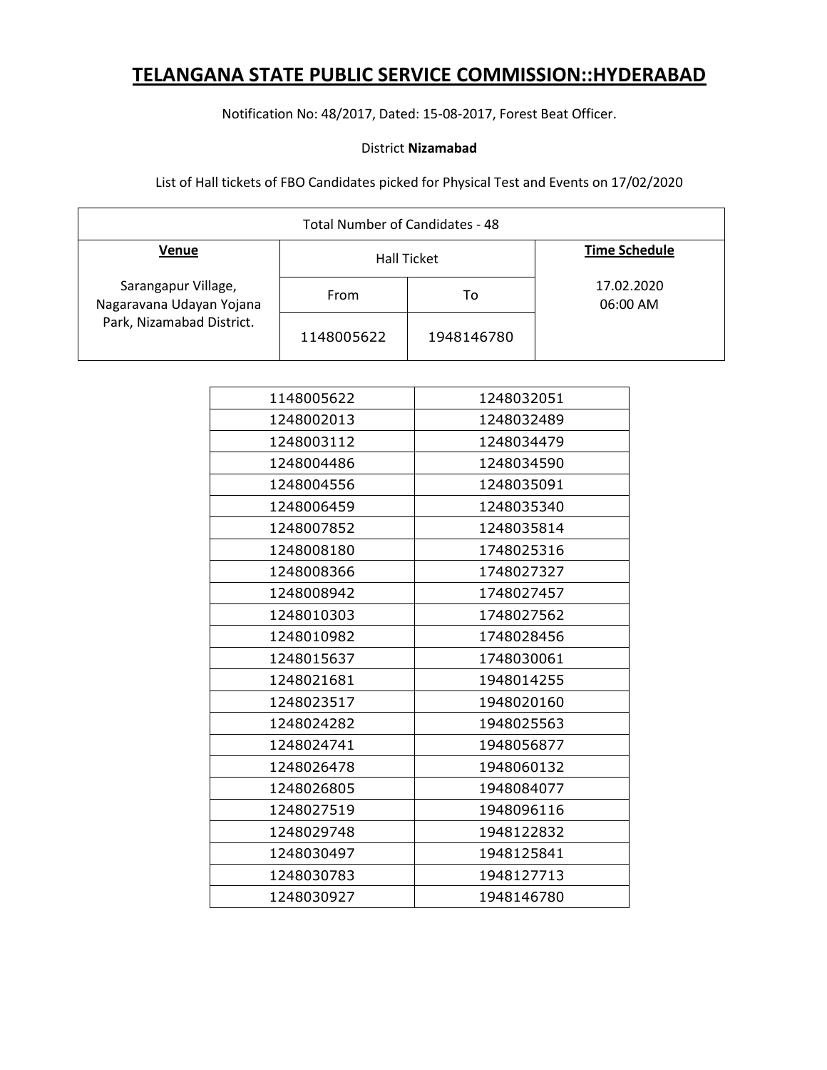# TELANGANA STATE PUBLIC SERVICE COMMISSION::HYDERABAD

Notification No: 48/2017, Dated: 15-08-2017, Forest Beat Officer.

District **Nizamabad**

List of Hall tickets of FBO Candidates picked for Physical Test and Events on 17/02/2020

| Total Number of Candidates - 48 | | | |
|---|---|---|---|
| **Venue** | Hall Ticket | | **Time Schedule** |
| | From | To | |
| Sarangapur Village, Nagaravana Udayan Yojana Park, Nizamabad District. | 1148005622 | 1948146780 | 17.02.2020 06:00 AM |

| | |
|---|---|
| 1148005622 | 1248032051 |
| 1248002013 | 1248032489 |
| 1248003112 | 1248034479 |
| 1248004486 | 1248034590 |
| 1248004556 | 1248035091 |
| 1248006459 | 1248035340 |
| 1248007852 | 1248035814 |
| 1248008180 | 1748025316 |
| 1248008366 | 1748027327 |
| 1248008942 | 1748027457 |
| 1248010303 | 1748027562 |
| 1248010982 | 1748028456 |
| 1248015637 | 1748030061 |
| 1248021681 | 1948014255 |
| 1248023517 | 1948020160 |
| 1248024282 | 1948025563 |
| 1248024741 | 1948056877 |
| 1248026478 | 1948060132 |
| 1248026805 | 1948084077 |
| 1248027519 | 1948096116 |
| 1248029748 | 1948122832 |
| 1248030497 | 1948125841 |
| 1248030783 | 1948127713 |
| 1248030927 | 1948146780 |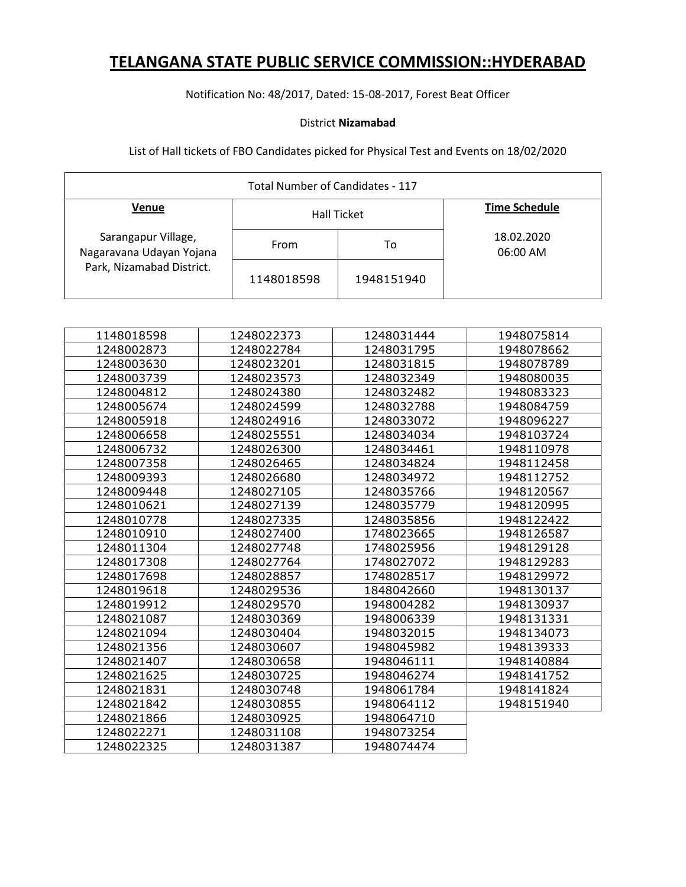# TELANGANA STATE PUBLIC SERVICE COMMISSION::HYDERABAD

Notification No: 48/2017, Dated: 15-08-2017, Forest Beat Officer

District **Nizamabad**

List of Hall tickets of FBO Candidates picked for Physical Test and Events on 18/02/2020

| Total Number of Candidates - 117 | | | |
|---|---|---|---|
| **Venue** | Hall Ticket | | **Time Schedule** |
| Sarangapur Village, Nagaravana Udayan Yojana Park, Nizamabad District. | From | To | 18.02.2020 06:00 AM |
| | 1148018598 | 1948151940 | |

| | | | |
|---|---|---|---|
| 1148018598 | 1248022373 | 1248031444 | 1948075814 |
| 1248002873 | 1248022784 | 1248031795 | 1948078662 |
| 1248003630 | 1248023201 | 1248031815 | 1948078789 |
| 1248003739 | 1248023573 | 1248032349 | 1948080035 |
| 1248004812 | 1248024380 | 1248032482 | 1948083323 |
| 1248005674 | 1248024599 | 1248032788 | 1948084759 |
| 1248005918 | 1248024916 | 1248033072 | 1948096227 |
| 1248006658 | 1248025551 | 1248034034 | 1948103724 |
| 1248006732 | 1248026300 | 1248034461 | 1948110978 |
| 1248007358 | 1248026465 | 1248034824 | 1948112458 |
| 1248009393 | 1248026680 | 1248034972 | 1948112752 |
| 1248009448 | 1248027105 | 1248035766 | 1948120567 |
| 1248010621 | 1248027139 | 1248035779 | 1948120995 |
| 1248010778 | 1248027335 | 1248035856 | 1948122422 |
| 1248010910 | 1248027400 | 1748023665 | 1948126587 |
| 1248011304 | 1248027748 | 1748025956 | 1948129128 |
| 1248017308 | 1248027764 | 1748027072 | 1948129283 |
| 1248017698 | 1248028857 | 1748028517 | 1948129972 |
| 1248019618 | 1248029536 | 1848042660 | 1948130137 |
| 1248019912 | 1248029570 | 1948004282 | 1948130937 |
| 1248021087 | 1248030369 | 1948006339 | 1948131331 |
| 1248021094 | 1248030404 | 1948032015 | 1948134073 |
| 1248021356 | 1248030607 | 1948045982 | 1948139333 |
| 1248021407 | 1248030658 | 1948046111 | 1948140884 |
| 1248021625 | 1248030725 | 1948046274 | 1948141752 |
| 1248021831 | 1248030748 | 1948061784 | 1948141824 |
| 1248021842 | 1248030855 | 1948064112 | 1948151940 |
| 1248021866 | 1248030925 | 1948064710 | |
| 1248022271 | 1248031108 | 1948073254 | |
| 1248022325 | 1248031387 | 1948074474 | |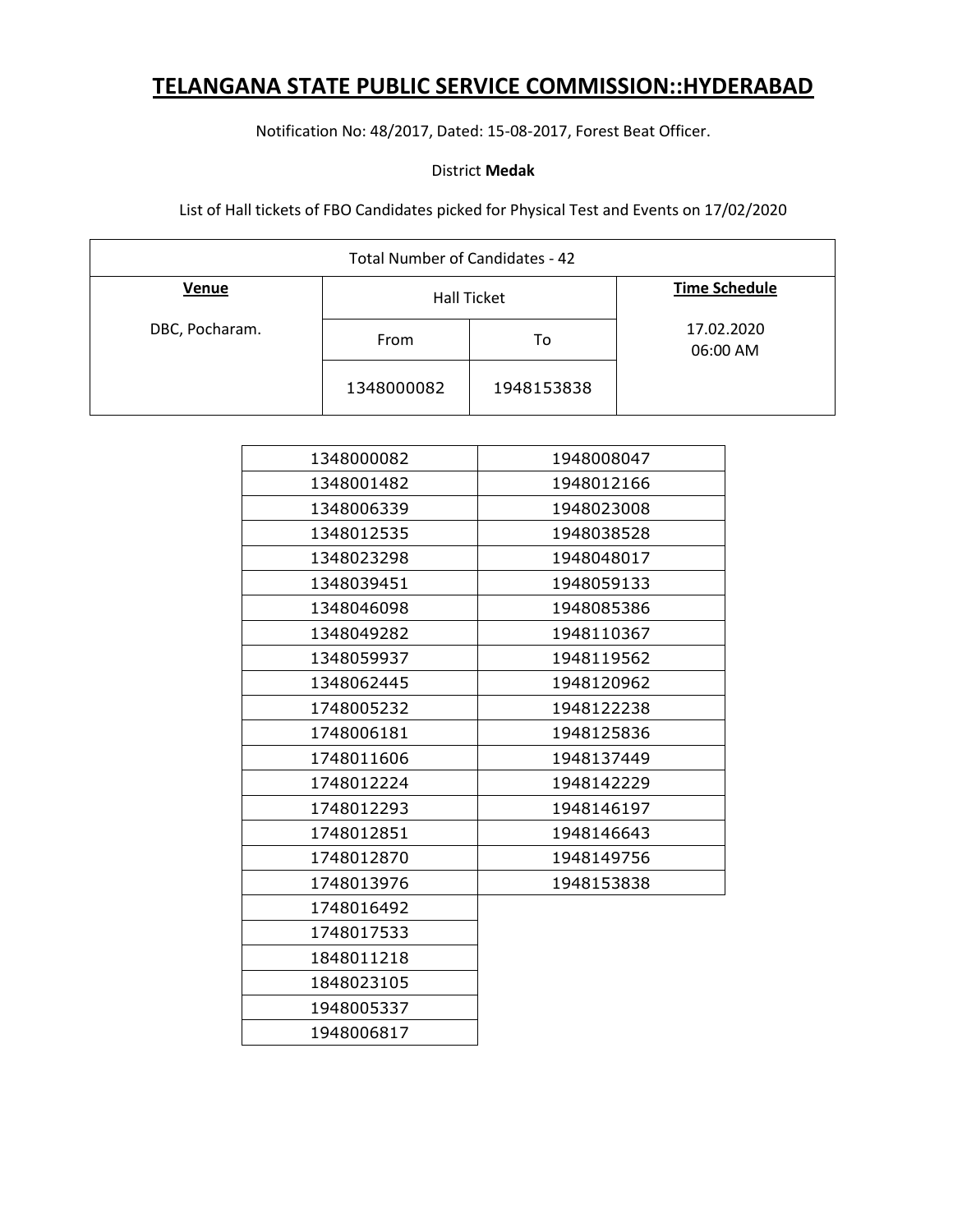# TELANGANA STATE PUBLIC SERVICE COMMISSION::HYDERABAD

Notification No: 48/2017, Dated: 15-08-2017, Forest Beat Officer.

District **Medak**

List of Hall tickets of FBO Candidates picked for Physical Test and Events on 17/02/2020

| Total Number of Candidates - 42 | | | |
|---|---|---|---|
| **Venue** | Hall Ticket | | **Time Schedule** |
| DBC, Pocharam. | From | To | 17.02.2020 06:00 AM |
| | 1348000082 | 1948153838 | |

| | |
|---|---|
| 1348000082 | 1948008047 |
| 1348001482 | 1948012166 |
| 1348006339 | 1948023008 |
| 1348012535 | 1948038528 |
| 1348023298 | 1948048017 |
| 1348039451 | 1948059133 |
| 1348046098 | 1948085386 |
| 1348049282 | 1948110367 |
| 1348059937 | 1948119562 |
| 1348062445 | 1948120962 |
| 1748005232 | 1948122238 |
| 1748006181 | 1948125836 |
| 1748011606 | 1948137449 |
| 1748012224 | 1948142229 |
| 1748012293 | 1948146197 |
| 1748012851 | 1948146643 |
| 1748012870 | 1948149756 |
| 1748013976 | 1948153838 |
| 1748016492 | |
| 1748017533 | |
| 1848011218 | |
| 1848023105 | |
| 1948005337 | |
| 1948006817 | |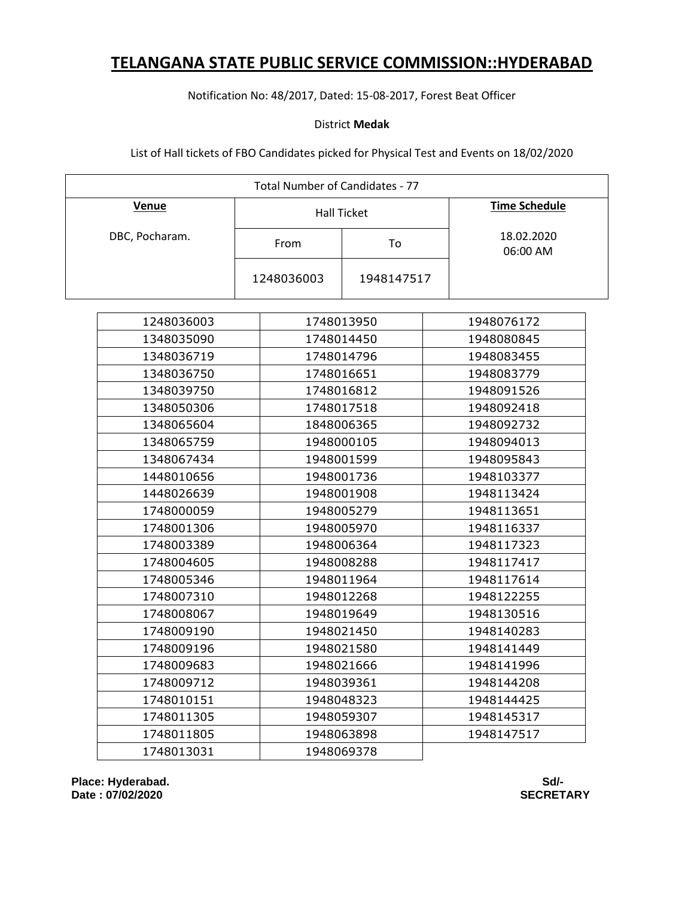# TELANGANA STATE PUBLIC SERVICE COMMISSION::HYDERABAD

Notification No: 48/2017, Dated: 15-08-2017, Forest Beat Officer

District **Medak**

List of Hall tickets of FBO Candidates picked for Physical Test and Events on 18/02/2020

| Total Number of Candidates - 77 | | | |
|---|---|---|---|
| **Venue** | Hall Ticket | | **Time Schedule** |
| DBC, Pocharam. | From | To | 18.02.2020 06:00 AM |
| | 1248036003 | 1948147517 | |

| | | |
|---|---|---|
| 1248036003 | 1748013950 | 1948076172 |
| 1348035090 | 1748014450 | 1948080845 |
| 1348036719 | 1748014796 | 1948083455 |
| 1348036750 | 1748016651 | 1948083779 |
| 1348039750 | 1748016812 | 1948091526 |
| 1348050306 | 1748017518 | 1948092418 |
| 1348065604 | 1848006365 | 1948092732 |
| 1348065759 | 1948000105 | 1948094013 |
| 1348067434 | 1948001599 | 1948095843 |
| 1448010656 | 1948001736 | 1948103377 |
| 1448026639 | 1948001908 | 1948113424 |
| 1748000059 | 1948005279 | 1948113651 |
| 1748001306 | 1948005970 | 1948116337 |
| 1748003389 | 1948006364 | 1948117323 |
| 1748004605 | 1948008288 | 1948117417 |
| 1748005346 | 1948011964 | 1948117614 |
| 1748007310 | 1948012268 | 1948122255 |
| 1748008067 | 1948019649 | 1948130516 |
| 1748009190 | 1948021450 | 1948140283 |
| 1748009196 | 1948021580 | 1948141449 |
| 1748009683 | 1948021666 | 1948141996 |
| 1748009712 | 1948039361 | 1948144208 |
| 1748010151 | 1948048323 | 1948144425 |
| 1748011305 | 1948059307 | 1948145317 |
| 1748011805 | 1948063898 | 1948147517 |
| 1748013031 | 1948069378 | |

**Place: Hyderabad.**
**Date : 07/02/2020**

**Sd/-**
**SECRETARY**